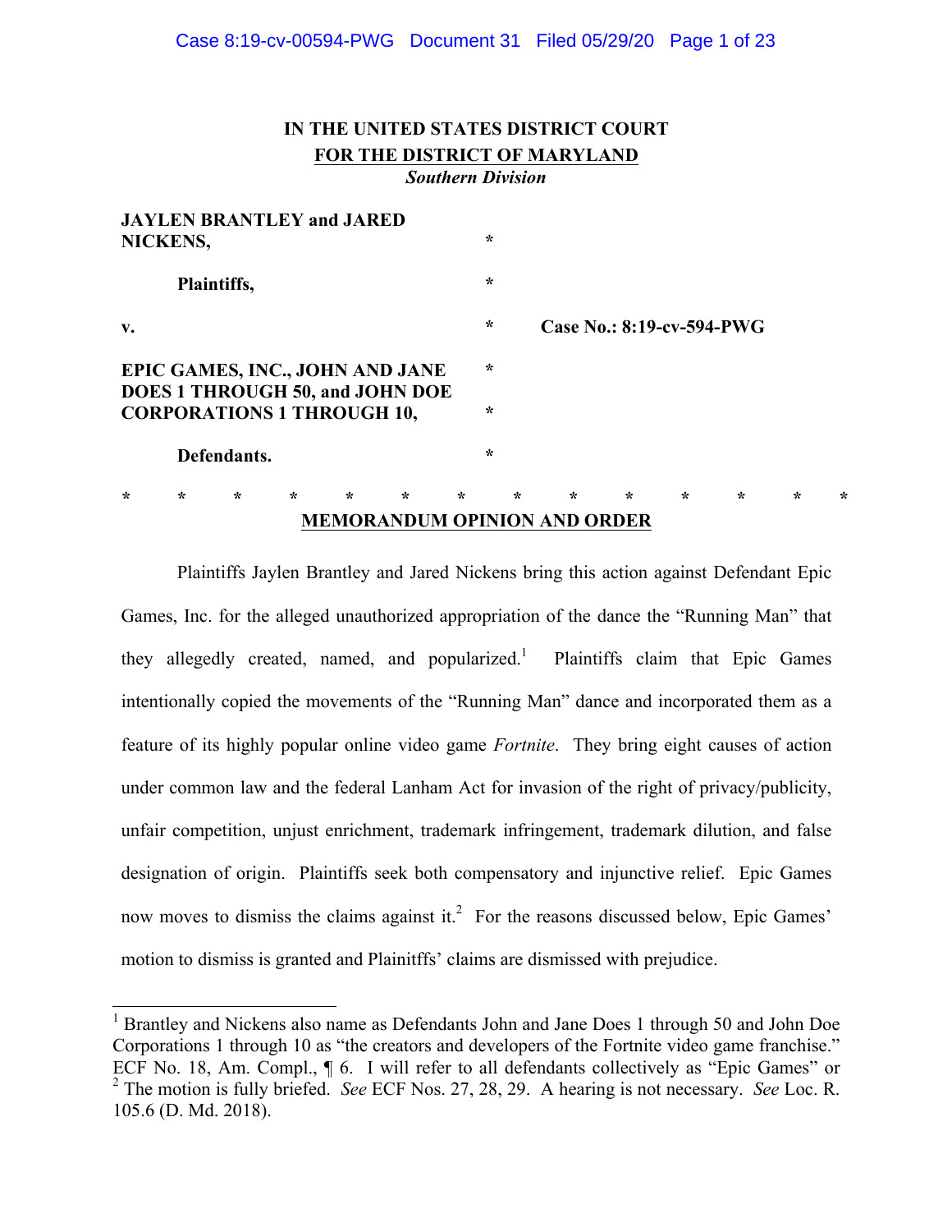# IN THE UNITED STATES DISTRICT COURT
## FOR THE DISTRICT OF MARYLAND
### *Southern Division*

**JAYLEN BRANTLEY and JARED NICKENS,** *

**Plaintiffs,** *

**v.** * **Case No.: 8:19-cv-594-PWG**

**EPIC GAMES, INC., JOHN AND JANE DOES 1 THROUGH 50, and JOHN DOE CORPORATIONS 1 THROUGH 10,** *

**Defendants.** *

\* \* \* \* \* \* \* \* \* \* \* \* \* \*

**MEMORANDUM OPINION AND ORDER**

Plaintiffs Jaylen Brantley and Jared Nickens bring this action against Defendant Epic Games, Inc. for the alleged unauthorized appropriation of the dance the "Running Man" that they allegedly created, named, and popularized.[1] Plaintiffs claim that Epic Games intentionally copied the movements of the "Running Man" dance and incorporated them as a feature of its highly popular online video game *Fortnite*. They bring eight causes of action under common law and the federal Lanham Act for invasion of the right of privacy/publicity, unfair competition, unjust enrichment, trademark infringement, trademark dilution, and false designation of origin. Plaintiffs seek both compensatory and injunctive relief. Epic Games now moves to dismiss the claims against it.[2] For the reasons discussed below, Epic Games' motion to dismiss is granted and Plainitffs' claims are dismissed with prejudice.

---

[1] Brantley and Nickens also name as Defendants John and Jane Does 1 through 50 and John Doe Corporations 1 through 10 as "the creators and developers of the Fortnite video game franchise." ECF No. 18, Am. Compl., ¶ 6. I will refer to all defendants collectively as "Epic Games" or

[2] The motion is fully briefed. *See* ECF Nos. 27, 28, 29. A hearing is not necessary. *See* Loc. R. 105.6 (D. Md. 2018).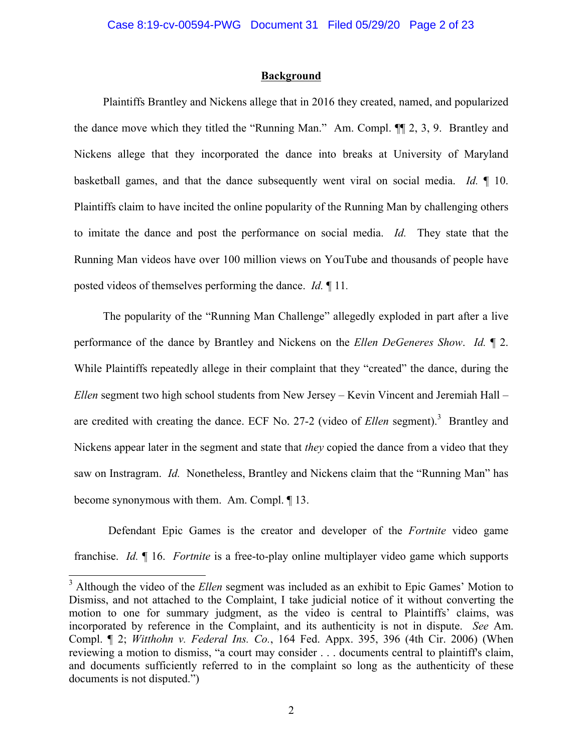## Background

Plaintiffs Brantley and Nickens allege that in 2016 they created, named, and popularized the dance move which they titled the "Running Man." Am. Compl. ¶¶ 2, 3, 9. Brantley and Nickens allege that they incorporated the dance into breaks at University of Maryland basketball games, and that the dance subsequently went viral on social media. *Id.* ¶ 10. Plaintiffs claim to have incited the online popularity of the Running Man by challenging others to imitate the dance and post the performance on social media. *Id.* They state that the Running Man videos have over 100 million views on YouTube and thousands of people have posted videos of themselves performing the dance. *Id.* ¶ 11.

The popularity of the "Running Man Challenge" allegedly exploded in part after a live performance of the dance by Brantley and Nickens on the *Ellen DeGeneres Show*. *Id.* ¶ 2. While Plaintiffs repeatedly allege in their complaint that they "created" the dance, during the *Ellen* segment two high school students from New Jersey – Kevin Vincent and Jeremiah Hall – are credited with creating the dance. ECF No. 27-2 (video of *Ellen* segment).[3] Brantley and Nickens appear later in the segment and state that *they* copied the dance from a video that they saw on Instragram. *Id.* Nonetheless, Brantley and Nickens claim that the "Running Man" has become synonymous with them. Am. Compl. ¶ 13.

Defendant Epic Games is the creator and developer of the *Fortnite* video game franchise. *Id.* ¶ 16. *Fortnite* is a free-to-play online multiplayer video game which supports

[3] Although the video of the *Ellen* segment was included as an exhibit to Epic Games' Motion to Dismiss, and not attached to the Complaint, I take judicial notice of it without converting the motion to one for summary judgment, as the video is central to Plaintiffs' claims, was incorporated by reference in the Complaint, and its authenticity is not in dispute. *See* Am. Compl. ¶ 2; *Witthohn v. Federal Ins. Co.*, 164 Fed. Appx. 395, 396 (4th Cir. 2006) (When reviewing a motion to dismiss, "a court may consider . . . documents central to plaintiff's claim, and documents sufficiently referred to in the complaint so long as the authenticity of these documents is not disputed.")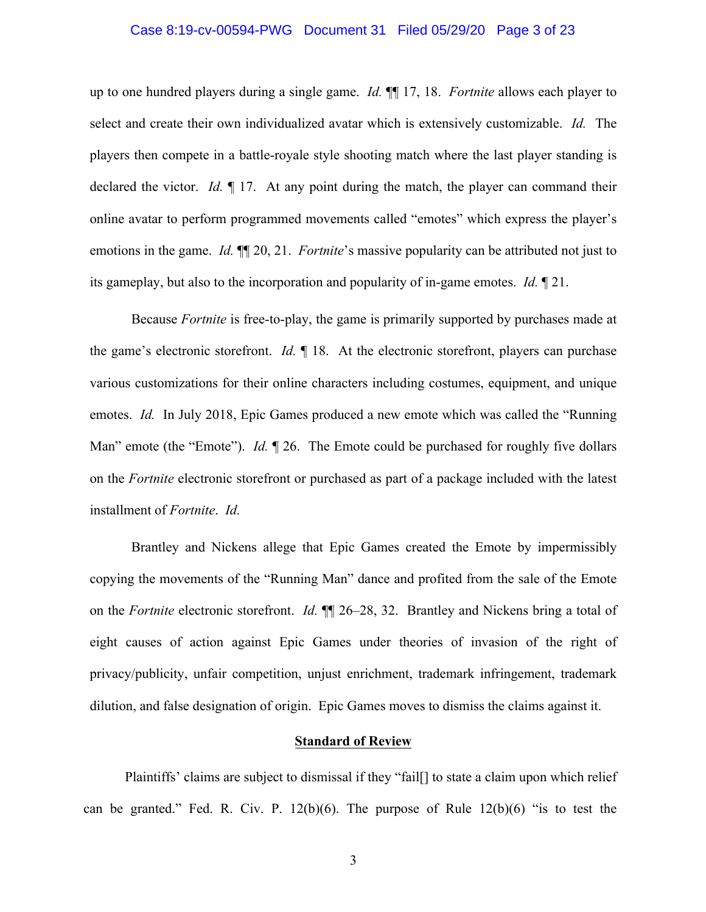up to one hundred players during a single game. *Id.* ¶¶ 17, 18. *Fortnite* allows each player to select and create their own individualized avatar which is extensively customizable. *Id.* The players then compete in a battle-royale style shooting match where the last player standing is declared the victor. *Id.* ¶ 17. At any point during the match, the player can command their online avatar to perform programmed movements called "emotes" which express the player's emotions in the game. *Id.* ¶¶ 20, 21. *Fortnite*'s massive popularity can be attributed not just to its gameplay, but also to the incorporation and popularity of in-game emotes. *Id.* ¶ 21.

Because *Fortnite* is free-to-play, the game is primarily supported by purchases made at the game's electronic storefront. *Id.* ¶ 18. At the electronic storefront, players can purchase various customizations for their online characters including costumes, equipment, and unique emotes. *Id.* In July 2018, Epic Games produced a new emote which was called the "Running Man" emote (the "Emote"). *Id.* ¶ 26. The Emote could be purchased for roughly five dollars on the *Fortnite* electronic storefront or purchased as part of a package included with the latest installment of *Fortnite*. *Id.*

Brantley and Nickens allege that Epic Games created the Emote by impermissibly copying the movements of the "Running Man" dance and profited from the sale of the Emote on the *Fortnite* electronic storefront. *Id.* ¶¶ 26–28, 32. Brantley and Nickens bring a total of eight causes of action against Epic Games under theories of invasion of the right of privacy/publicity, unfair competition, unjust enrichment, trademark infringement, trademark dilution, and false designation of origin. Epic Games moves to dismiss the claims against it.

## Standard of Review

Plaintiffs' claims are subject to dismissal if they "fail[] to state a claim upon which relief can be granted." Fed. R. Civ. P. 12(b)(6). The purpose of Rule 12(b)(6) "is to test the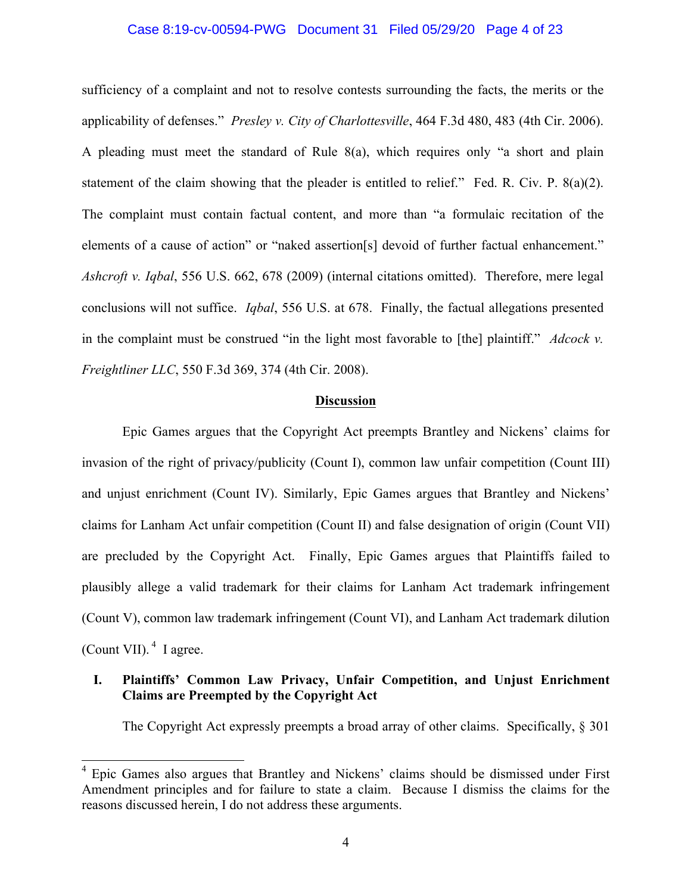sufficiency of a complaint and not to resolve contests surrounding the facts, the merits or the applicability of defenses." *Presley v. City of Charlottesville*, 464 F.3d 480, 483 (4th Cir. 2006). A pleading must meet the standard of Rule 8(a), which requires only "a short and plain statement of the claim showing that the pleader is entitled to relief." Fed. R. Civ. P. 8(a)(2). The complaint must contain factual content, and more than "a formulaic recitation of the elements of a cause of action" or "naked assertion[s] devoid of further factual enhancement." *Ashcroft v. Iqbal*, 556 U.S. 662, 678 (2009) (internal citations omitted). Therefore, mere legal conclusions will not suffice. *Iqbal*, 556 U.S. at 678. Finally, the factual allegations presented in the complaint must be construed "in the light most favorable to [the] plaintiff." *Adcock v. Freightliner LLC*, 550 F.3d 369, 374 (4th Cir. 2008).

## Discussion

Epic Games argues that the Copyright Act preempts Brantley and Nickens' claims for invasion of the right of privacy/publicity (Count I), common law unfair competition (Count III) and unjust enrichment (Count IV). Similarly, Epic Games argues that Brantley and Nickens' claims for Lanham Act unfair competition (Count II) and false designation of origin (Count VII) are precluded by the Copyright Act. Finally, Epic Games argues that Plaintiffs failed to plausibly allege a valid trademark for their claims for Lanham Act trademark infringement (Count V), common law trademark infringement (Count VI), and Lanham Act trademark dilution (Count VII).[4] I agree.

### I. Plaintiffs' Common Law Privacy, Unfair Competition, and Unjust Enrichment Claims are Preempted by the Copyright Act

The Copyright Act expressly preempts a broad array of other claims. Specifically, § 301

[4] Epic Games also argues that Brantley and Nickens' claims should be dismissed under First Amendment principles and for failure to state a claim. Because I dismiss the claims for the reasons discussed herein, I do not address these arguments.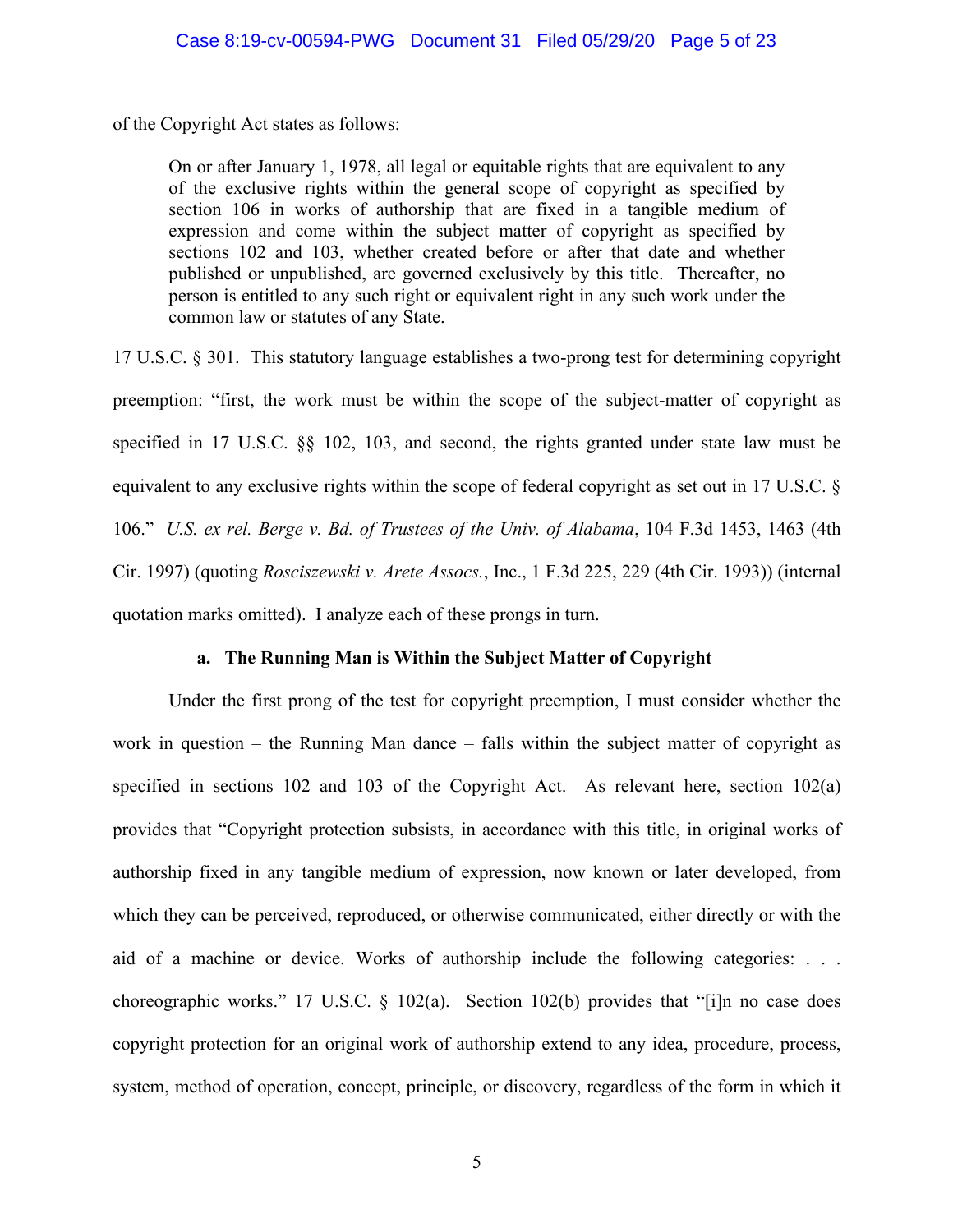of the Copyright Act states as follows:

> On or after January 1, 1978, all legal or equitable rights that are equivalent to any of the exclusive rights within the general scope of copyright as specified by section 106 in works of authorship that are fixed in a tangible medium of expression and come within the subject matter of copyright as specified by sections 102 and 103, whether created before or after that date and whether published or unpublished, are governed exclusively by this title. Thereafter, no person is entitled to any such right or equivalent right in any such work under the common law or statutes of any State.

17 U.S.C. § 301. This statutory language establishes a two-prong test for determining copyright preemption: "first, the work must be within the scope of the subject-matter of copyright as specified in 17 U.S.C. §§ 102, 103, and second, the rights granted under state law must be equivalent to any exclusive rights within the scope of federal copyright as set out in 17 U.S.C. § 106." *U.S. ex rel. Berge v. Bd. of Trustees of the Univ. of Alabama*, 104 F.3d 1453, 1463 (4th Cir. 1997) (quoting *Rosciszewski v. Arete Assocs.*, Inc., 1 F.3d 225, 229 (4th Cir. 1993)) (internal quotation marks omitted). I analyze each of these prongs in turn.

**a. The Running Man is Within the Subject Matter of Copyright**

Under the first prong of the test for copyright preemption, I must consider whether the work in question – the Running Man dance – falls within the subject matter of copyright as specified in sections 102 and 103 of the Copyright Act. As relevant here, section 102(a) provides that "Copyright protection subsists, in accordance with this title, in original works of authorship fixed in any tangible medium of expression, now known or later developed, from which they can be perceived, reproduced, or otherwise communicated, either directly or with the aid of a machine or device. Works of authorship include the following categories: . . . choreographic works." 17 U.S.C. § 102(a). Section 102(b) provides that "[i]n no case does copyright protection for an original work of authorship extend to any idea, procedure, process, system, method of operation, concept, principle, or discovery, regardless of the form in which it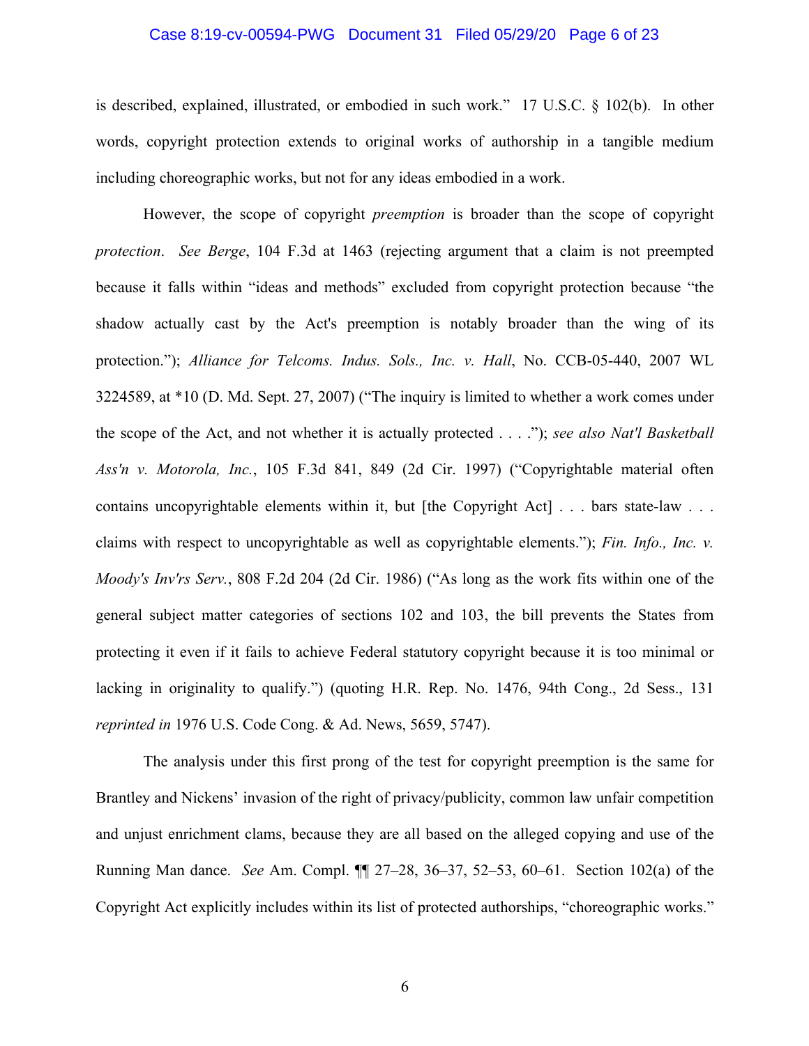is described, explained, illustrated, or embodied in such work." 17 U.S.C. § 102(b). In other words, copyright protection extends to original works of authorship in a tangible medium including choreographic works, but not for any ideas embodied in a work.

However, the scope of copyright *preemption* is broader than the scope of copyright *protection*. *See Berge*, 104 F.3d at 1463 (rejecting argument that a claim is not preempted because it falls within "ideas and methods" excluded from copyright protection because "the shadow actually cast by the Act's preemption is notably broader than the wing of its protection."); *Alliance for Telcoms. Indus. Sols., Inc. v. Hall*, No. CCB-05-440, 2007 WL 3224589, at *10 (D. Md. Sept. 27, 2007) ("The inquiry is limited to whether a work comes under the scope of the Act, and not whether it is actually protected . . . ."); *see also Nat'l Basketball Ass'n v. Motorola, Inc.*, 105 F.3d 841, 849 (2d Cir. 1997) ("Copyrightable material often contains uncopyrightable elements within it, but [the Copyright Act] . . . bars state-law . . . claims with respect to uncopyrightable as well as copyrightable elements."); *Fin. Info., Inc. v. Moody's Inv'rs Serv.*, 808 F.2d 204 (2d Cir. 1986) ("As long as the work fits within one of the general subject matter categories of sections 102 and 103, the bill prevents the States from protecting it even if it fails to achieve Federal statutory copyright because it is too minimal or lacking in originality to qualify.") (quoting H.R. Rep. No. 1476, 94th Cong., 2d Sess., 131 *reprinted in* 1976 U.S. Code Cong. & Ad. News, 5659, 5747).

The analysis under this first prong of the test for copyright preemption is the same for Brantley and Nickens' invasion of the right of privacy/publicity, common law unfair competition and unjust enrichment clams, because they are all based on the alleged copying and use of the Running Man dance. *See* Am. Compl. ¶¶ 27–28, 36–37, 52–53, 60–61. Section 102(a) of the Copyright Act explicitly includes within its list of protected authorships, "choreographic works."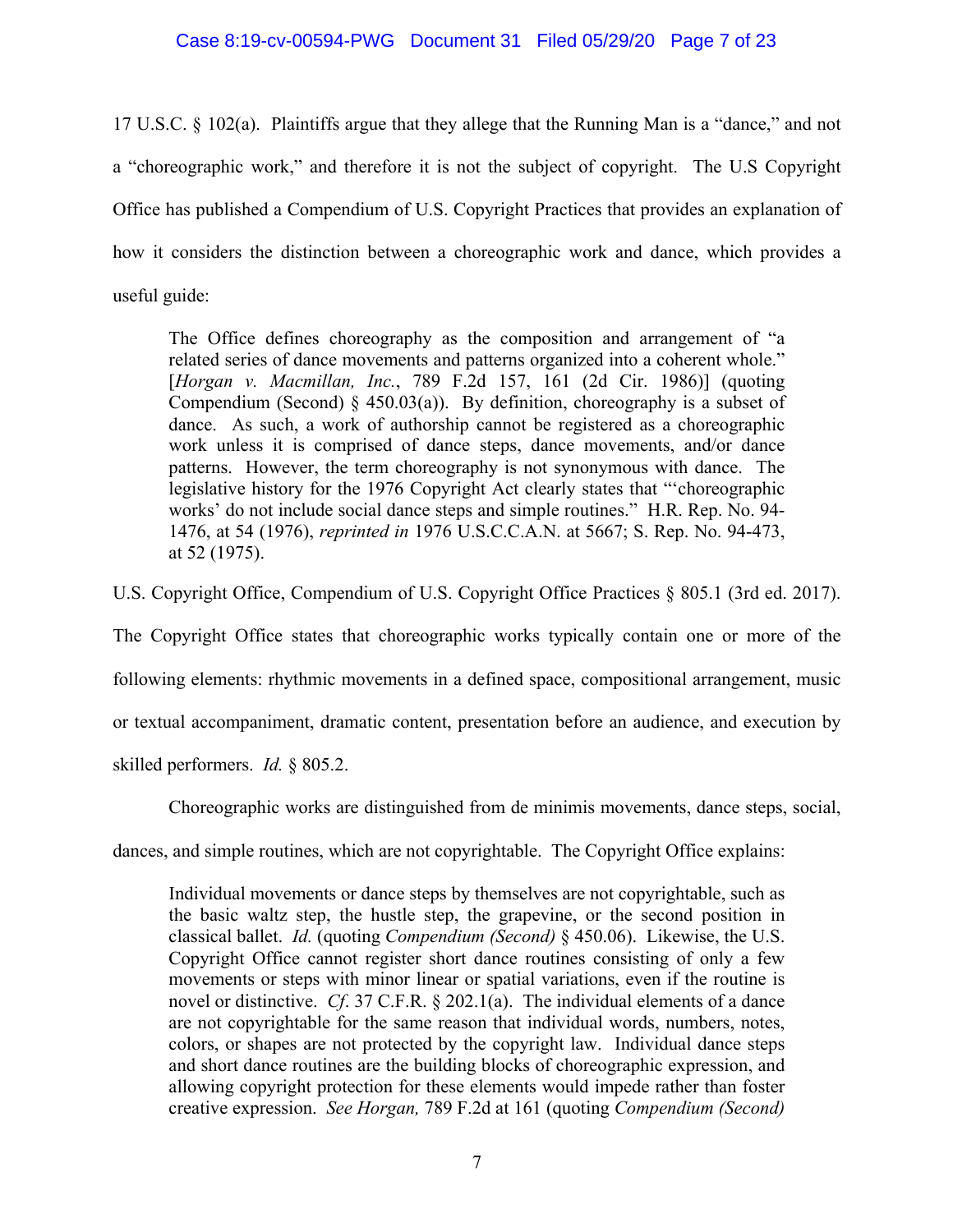17 U.S.C. § 102(a). Plaintiffs argue that they allege that the Running Man is a "dance," and not a "choreographic work," and therefore it is not the subject of copyright. The U.S Copyright Office has published a Compendium of U.S. Copyright Practices that provides an explanation of how it considers the distinction between a choreographic work and dance, which provides a useful guide:

> The Office defines choreography as the composition and arrangement of "a related series of dance movements and patterns organized into a coherent whole." [*Horgan v. Macmillan, Inc.*, 789 F.2d 157, 161 (2d Cir. 1986)] (quoting Compendium (Second) § 450.03(a)). By definition, choreography is a subset of dance. As such, a work of authorship cannot be registered as a choreographic work unless it is comprised of dance steps, dance movements, and/or dance patterns. However, the term choreography is not synonymous with dance. The legislative history for the 1976 Copyright Act clearly states that "'choreographic works' do not include social dance steps and simple routines." H.R. Rep. No. 94-1476, at 54 (1976), *reprinted in* 1976 U.S.C.C.A.N. at 5667; S. Rep. No. 94-473, at 52 (1975).

U.S. Copyright Office, Compendium of U.S. Copyright Office Practices § 805.1 (3rd ed. 2017). The Copyright Office states that choreographic works typically contain one or more of the following elements: rhythmic movements in a defined space, compositional arrangement, music or textual accompaniment, dramatic content, presentation before an audience, and execution by skilled performers. *Id.* § 805.2.

Choreographic works are distinguished from de minimis movements, dance steps, social, dances, and simple routines, which are not copyrightable. The Copyright Office explains:

> Individual movements or dance steps by themselves are not copyrightable, such as the basic waltz step, the hustle step, the grapevine, or the second position in classical ballet. *Id.* (quoting *Compendium (Second)* § 450.06). Likewise, the U.S. Copyright Office cannot register short dance routines consisting of only a few movements or steps with minor linear or spatial variations, even if the routine is novel or distinctive. *Cf*. 37 C.F.R. § 202.1(a). The individual elements of a dance are not copyrightable for the same reason that individual words, numbers, notes, colors, or shapes are not protected by the copyright law. Individual dance steps and short dance routines are the building blocks of choreographic expression, and allowing copyright protection for these elements would impede rather than foster creative expression. *See Horgan,* 789 F.2d at 161 (quoting *Compendium (Second)*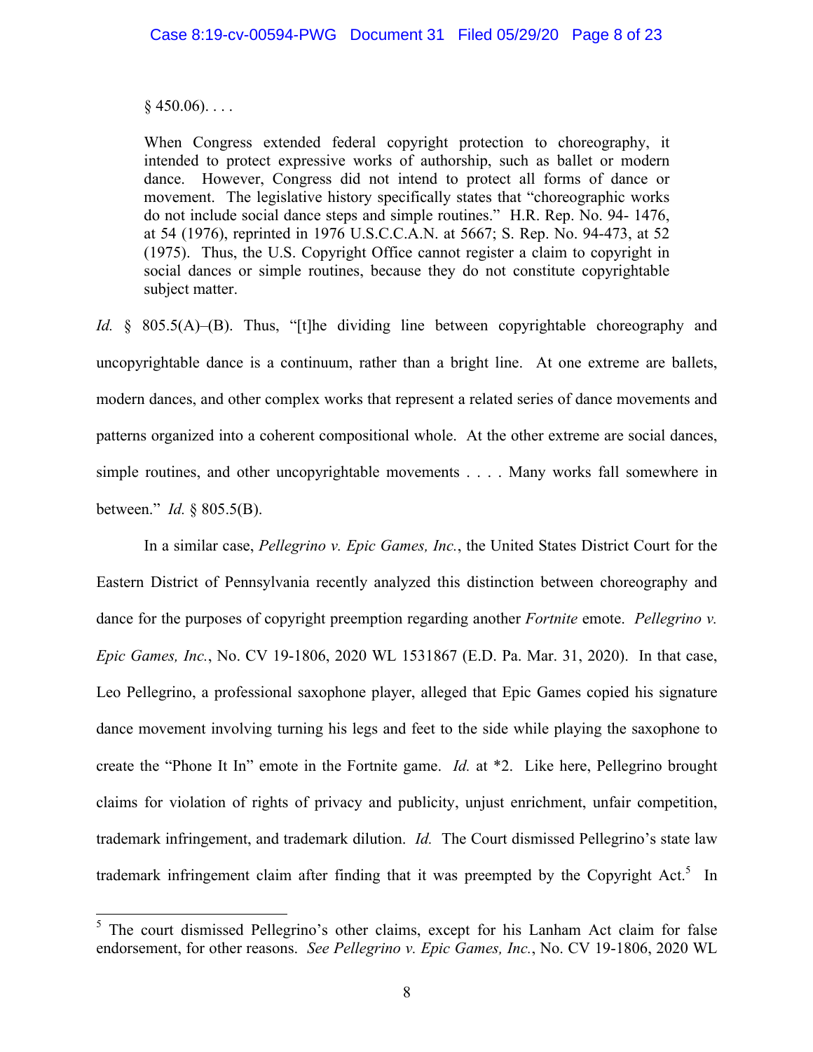§ 450.06). . . .

> When Congress extended federal copyright protection to choreography, it intended to protect expressive works of authorship, such as ballet or modern dance. However, Congress did not intend to protect all forms of dance or movement. The legislative history specifically states that "choreographic works do not include social dance steps and simple routines." H.R. Rep. No. 94- 1476, at 54 (1976), reprinted in 1976 U.S.C.C.A.N. at 5667; S. Rep. No. 94-473, at 52 (1975). Thus, the U.S. Copyright Office cannot register a claim to copyright in social dances or simple routines, because they do not constitute copyrightable subject matter.

*Id.* § 805.5(A)–(B). Thus, "[t]he dividing line between copyrightable choreography and uncopyrightable dance is a continuum, rather than a bright line. At one extreme are ballets, modern dances, and other complex works that represent a related series of dance movements and patterns organized into a coherent compositional whole. At the other extreme are social dances, simple routines, and other uncopyrightable movements . . . . Many works fall somewhere in between." *Id.* § 805.5(B).

In a similar case, *Pellegrino v. Epic Games, Inc.*, the United States District Court for the Eastern District of Pennsylvania recently analyzed this distinction between choreography and dance for the purposes of copyright preemption regarding another *Fortnite* emote. *Pellegrino v. Epic Games, Inc.*, No. CV 19-1806, 2020 WL 1531867 (E.D. Pa. Mar. 31, 2020). In that case, Leo Pellegrino, a professional saxophone player, alleged that Epic Games copied his signature dance movement involving turning his legs and feet to the side while playing the saxophone to create the "Phone It In" emote in the Fortnite game. *Id.* at *2. Like here, Pellegrino brought claims for violation of rights of privacy and publicity, unjust enrichment, unfair competition, trademark infringement, and trademark dilution. *Id.* The Court dismissed Pellegrino's state law trademark infringement claim after finding that it was preempted by the Copyright Act.[5] In

[5] The court dismissed Pellegrino's other claims, except for his Lanham Act claim for false endorsement, for other reasons. *See Pellegrino v. Epic Games, Inc.*, No. CV 19-1806, 2020 WL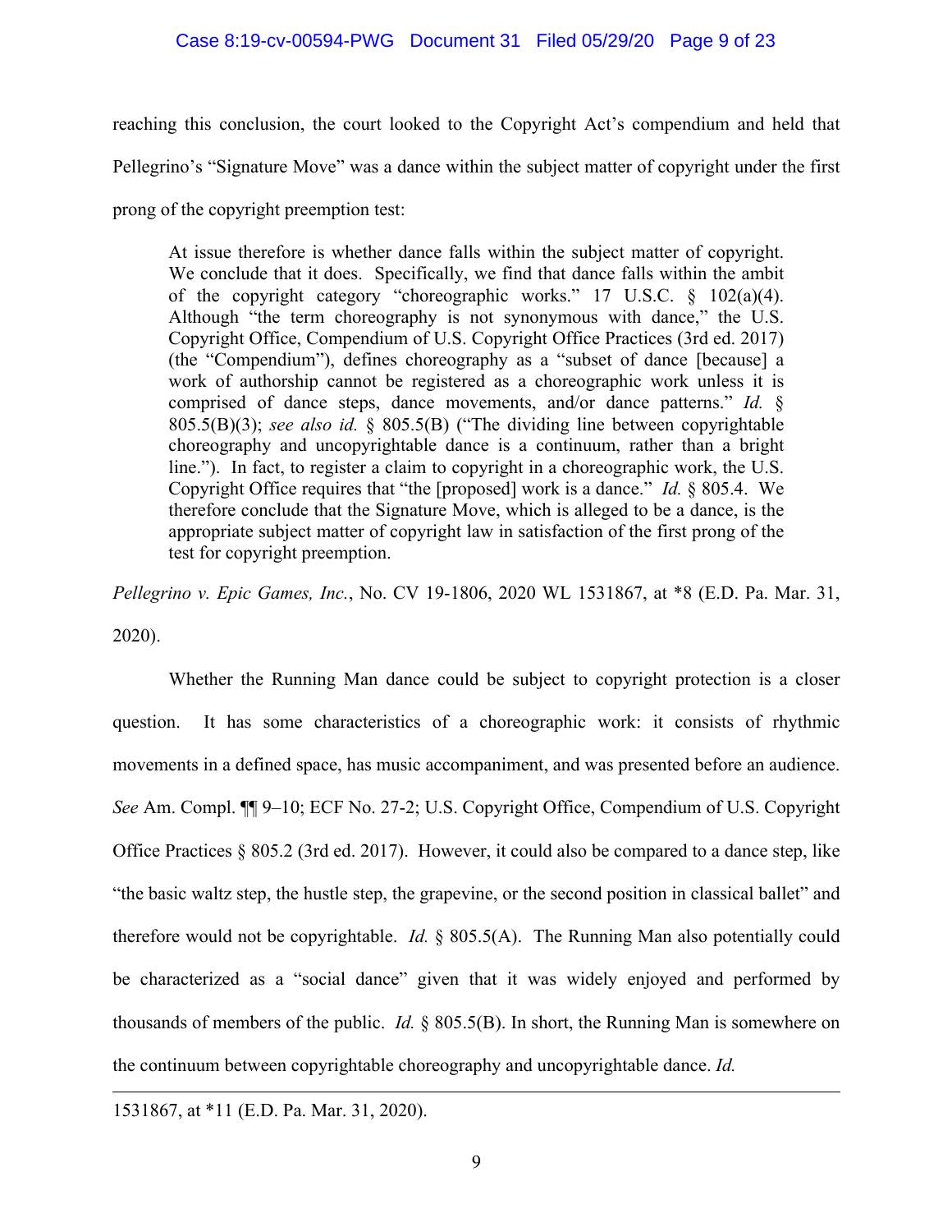reaching this conclusion, the court looked to the Copyright Act's compendium and held that Pellegrino's "Signature Move" was a dance within the subject matter of copyright under the first prong of the copyright preemption test:

> At issue therefore is whether dance falls within the subject matter of copyright. We conclude that it does. Specifically, we find that dance falls within the ambit of the copyright category "choreographic works." 17 U.S.C. § 102(a)(4). Although "the term choreography is not synonymous with dance," the U.S. Copyright Office, Compendium of U.S. Copyright Office Practices (3rd ed. 2017) (the "Compendium"), defines choreography as a "subset of dance [because] a work of authorship cannot be registered as a choreographic work unless it is comprised of dance steps, dance movements, and/or dance patterns." *Id.* § 805.5(B)(3); *see also id.* § 805.5(B) ("The dividing line between copyrightable choreography and uncopyrightable dance is a continuum, rather than a bright line."). In fact, to register a claim to copyright in a choreographic work, the U.S. Copyright Office requires that "the [proposed] work is a dance." *Id.* § 805.4. We therefore conclude that the Signature Move, which is alleged to be a dance, is the appropriate subject matter of copyright law in satisfaction of the first prong of the test for copyright preemption.

*Pellegrino v. Epic Games, Inc.*, No. CV 19-1806, 2020 WL 1531867, at *8 (E.D. Pa. Mar. 31, 2020).

Whether the Running Man dance could be subject to copyright protection is a closer question. It has some characteristics of a choreographic work: it consists of rhythmic movements in a defined space, has music accompaniment, and was presented before an audience. *See* Am. Compl. ¶¶ 9–10; ECF No. 27-2; U.S. Copyright Office, Compendium of U.S. Copyright Office Practices § 805.2 (3rd ed. 2017). However, it could also be compared to a dance step, like "the basic waltz step, the hustle step, the grapevine, or the second position in classical ballet" and therefore would not be copyrightable. *Id.* § 805.5(A). The Running Man also potentially could be characterized as a "social dance" given that it was widely enjoyed and performed by thousands of members of the public. *Id.* § 805.5(B). In short, the Running Man is somewhere on the continuum between copyrightable choreography and uncopyrightable dance. *Id.*

---

1531867, at *11 (E.D. Pa. Mar. 31, 2020).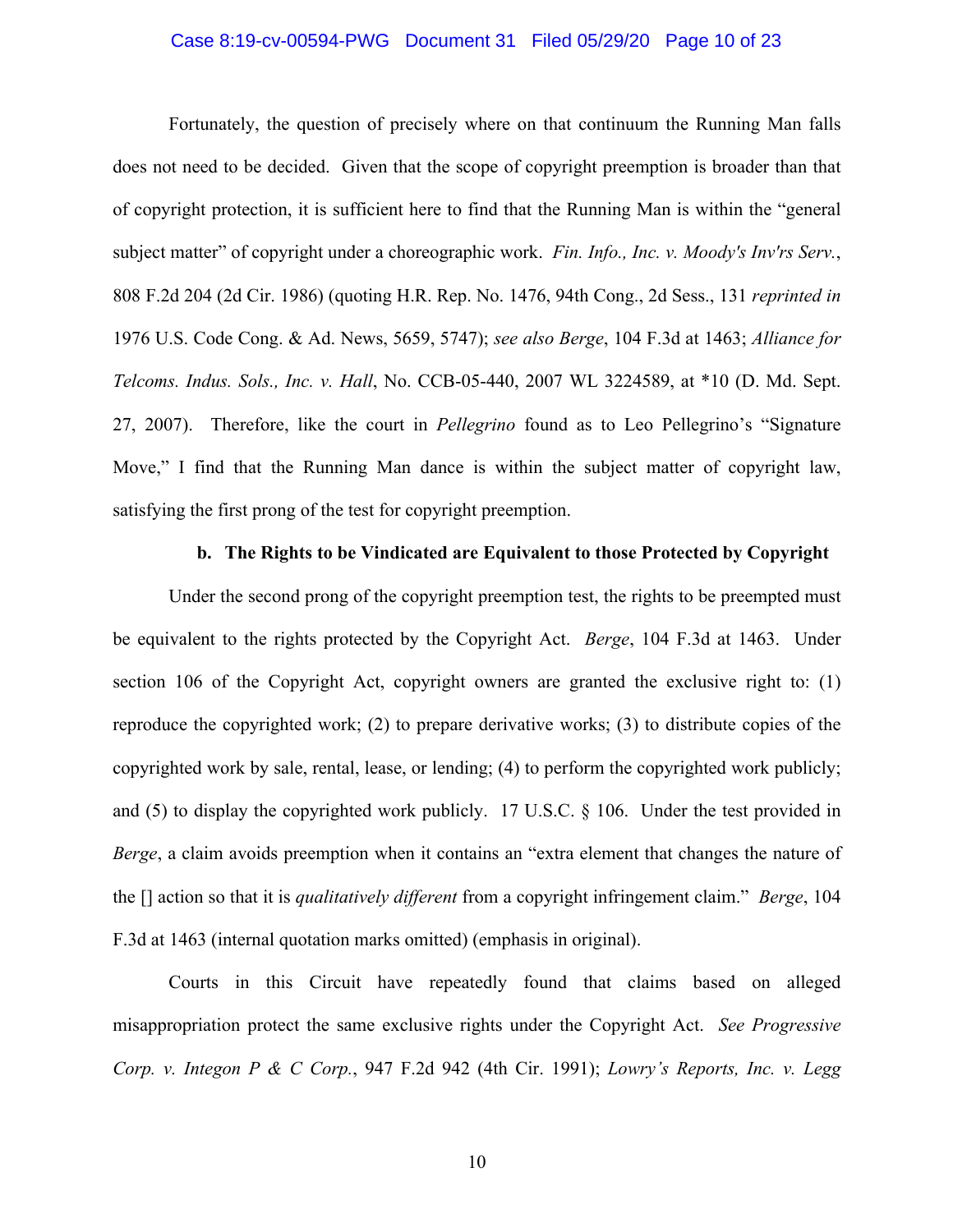Fortunately, the question of precisely where on that continuum the Running Man falls does not need to be decided. Given that the scope of copyright preemption is broader than that of copyright protection, it is sufficient here to find that the Running Man is within the "general subject matter" of copyright under a choreographic work. *Fin. Info., Inc. v. Moody's Inv'rs Serv.*, 808 F.2d 204 (2d Cir. 1986) (quoting H.R. Rep. No. 1476, 94th Cong., 2d Sess., 131 *reprinted in* 1976 U.S. Code Cong. & Ad. News, 5659, 5747); *see also Berge*, 104 F.3d at 1463; *Alliance for Telcoms. Indus. Sols., Inc. v. Hall*, No. CCB-05-440, 2007 WL 3224589, at *10 (D. Md. Sept. 27, 2007). Therefore, like the court in *Pellegrino* found as to Leo Pellegrino's "Signature Move," I find that the Running Man dance is within the subject matter of copyright law, satisfying the first prong of the test for copyright preemption.

**b. The Rights to be Vindicated are Equivalent to those Protected by Copyright**

Under the second prong of the copyright preemption test, the rights to be preempted must be equivalent to the rights protected by the Copyright Act. *Berge*, 104 F.3d at 1463. Under section 106 of the Copyright Act, copyright owners are granted the exclusive right to: (1) reproduce the copyrighted work; (2) to prepare derivative works; (3) to distribute copies of the copyrighted work by sale, rental, lease, or lending; (4) to perform the copyrighted work publicly; and (5) to display the copyrighted work publicly. 17 U.S.C. § 106. Under the test provided in *Berge*, a claim avoids preemption when it contains an "extra element that changes the nature of the [] action so that it is *qualitatively different* from a copyright infringement claim." *Berge*, 104 F.3d at 1463 (internal quotation marks omitted) (emphasis in original).

Courts in this Circuit have repeatedly found that claims based on alleged misappropriation protect the same exclusive rights under the Copyright Act. *See Progressive Corp. v. Integon P & C Corp.*, 947 F.2d 942 (4th Cir. 1991); *Lowry's Reports, Inc. v. Legg*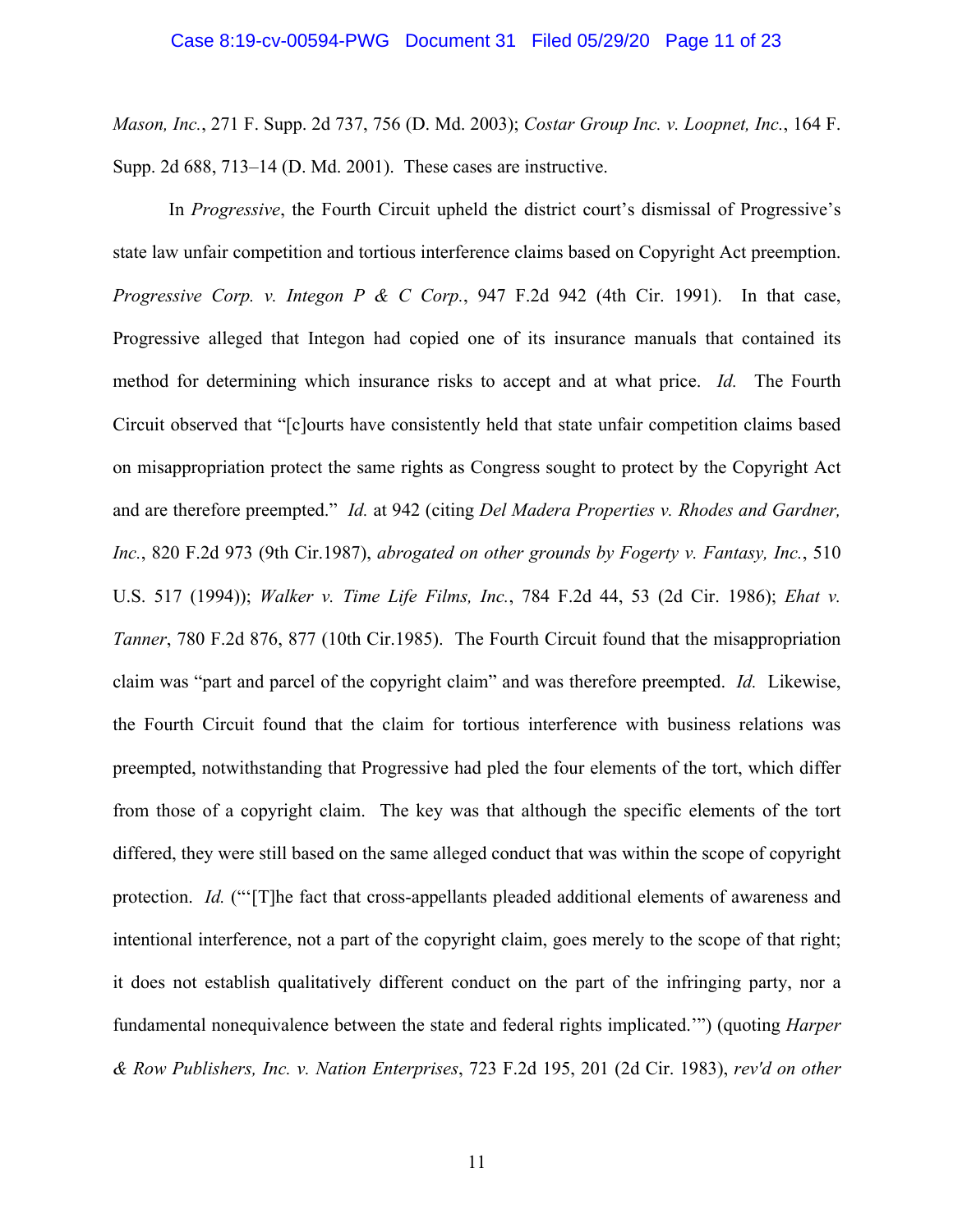*Mason, Inc.*, 271 F. Supp. 2d 737, 756 (D. Md. 2003); *Costar Group Inc. v. Loopnet, Inc.*, 164 F. Supp. 2d 688, 713–14 (D. Md. 2001). These cases are instructive.

In *Progressive*, the Fourth Circuit upheld the district court's dismissal of Progressive's state law unfair competition and tortious interference claims based on Copyright Act preemption. *Progressive Corp. v. Integon P & C Corp.*, 947 F.2d 942 (4th Cir. 1991). In that case, Progressive alleged that Integon had copied one of its insurance manuals that contained its method for determining which insurance risks to accept and at what price. *Id.* The Fourth Circuit observed that "[c]ourts have consistently held that state unfair competition claims based on misappropriation protect the same rights as Congress sought to protect by the Copyright Act and are therefore preempted." *Id.* at 942 (citing *Del Madera Properties v. Rhodes and Gardner, Inc.*, 820 F.2d 973 (9th Cir.1987), *abrogated on other grounds by Fogerty v. Fantasy, Inc.*, 510 U.S. 517 (1994)); *Walker v. Time Life Films, Inc.*, 784 F.2d 44, 53 (2d Cir. 1986); *Ehat v. Tanner*, 780 F.2d 876, 877 (10th Cir.1985). The Fourth Circuit found that the misappropriation claim was "part and parcel of the copyright claim" and was therefore preempted. *Id.* Likewise, the Fourth Circuit found that the claim for tortious interference with business relations was preempted, notwithstanding that Progressive had pled the four elements of the tort, which differ from those of a copyright claim. The key was that although the specific elements of the tort differed, they were still based on the same alleged conduct that was within the scope of copyright protection. *Id.* ("'[T]he fact that cross-appellants pleaded additional elements of awareness and intentional interference, not a part of the copyright claim, goes merely to the scope of that right; it does not establish qualitatively different conduct on the part of the infringing party, nor a fundamental nonequivalence between the state and federal rights implicated.'") (quoting *Harper & Row Publishers, Inc. v. Nation Enterprises*, 723 F.2d 195, 201 (2d Cir. 1983), *rev'd on other*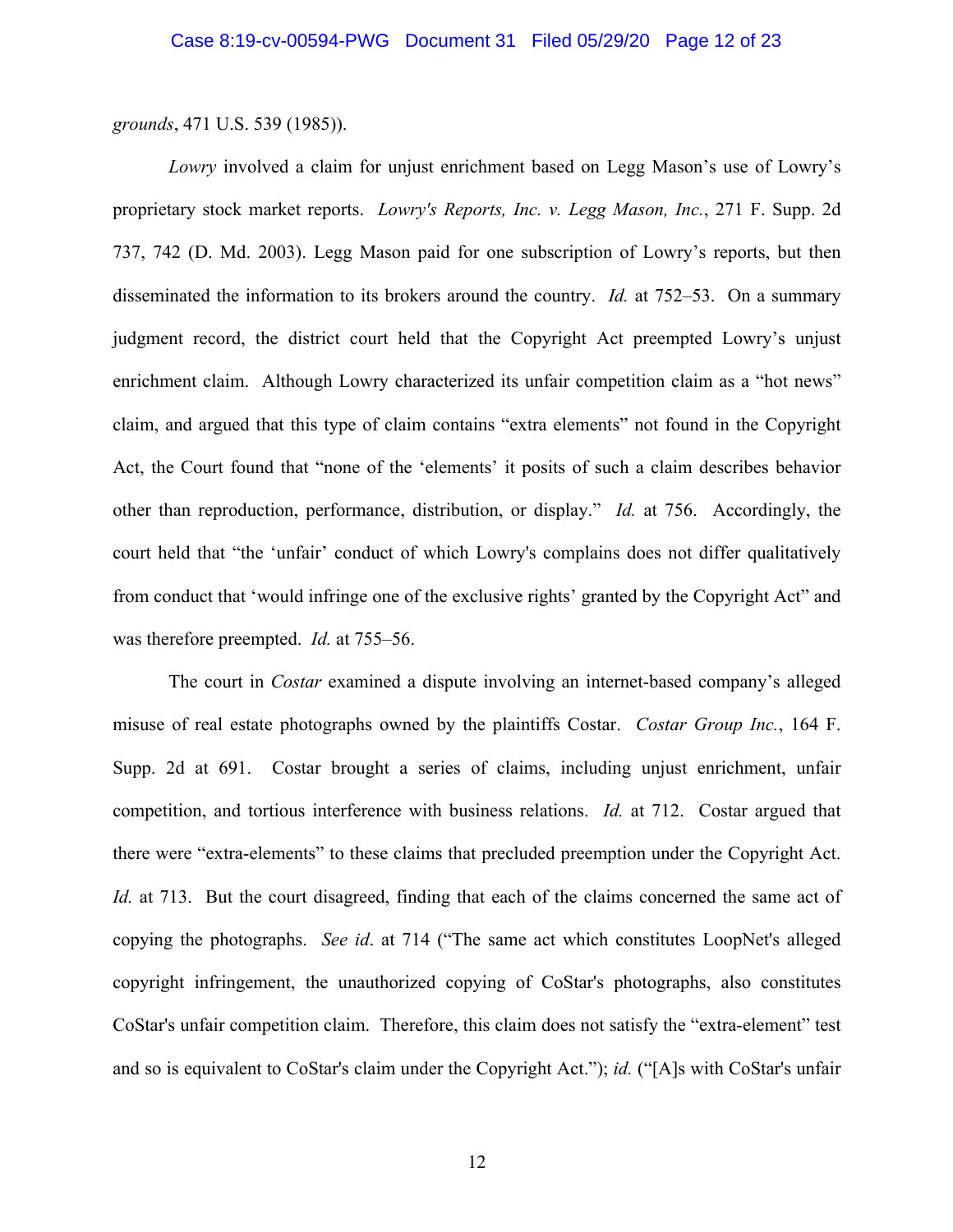*grounds*, 471 U.S. 539 (1985)).

*Lowry* involved a claim for unjust enrichment based on Legg Mason's use of Lowry's proprietary stock market reports. *Lowry's Reports, Inc. v. Legg Mason, Inc.*, 271 F. Supp. 2d 737, 742 (D. Md. 2003). Legg Mason paid for one subscription of Lowry's reports, but then disseminated the information to its brokers around the country. *Id.* at 752–53. On a summary judgment record, the district court held that the Copyright Act preempted Lowry's unjust enrichment claim. Although Lowry characterized its unfair competition claim as a "hot news" claim, and argued that this type of claim contains "extra elements" not found in the Copyright Act, the Court found that "none of the 'elements' it posits of such a claim describes behavior other than reproduction, performance, distribution, or display." *Id.* at 756. Accordingly, the court held that "the 'unfair' conduct of which Lowry's complains does not differ qualitatively from conduct that 'would infringe one of the exclusive rights' granted by the Copyright Act" and was therefore preempted. *Id.* at 755–56.

The court in *Costar* examined a dispute involving an internet-based company's alleged misuse of real estate photographs owned by the plaintiffs Costar. *Costar Group Inc.*, 164 F. Supp. 2d at 691. Costar brought a series of claims, including unjust enrichment, unfair competition, and tortious interference with business relations. *Id.* at 712. Costar argued that there were "extra-elements" to these claims that precluded preemption under the Copyright Act. *Id.* at 713. But the court disagreed, finding that each of the claims concerned the same act of copying the photographs. *See id*. at 714 ("The same act which constitutes LoopNet's alleged copyright infringement, the unauthorized copying of CoStar's photographs, also constitutes CoStar's unfair competition claim. Therefore, this claim does not satisfy the "extra-element" test and so is equivalent to CoStar's claim under the Copyright Act."); *id.* ("[A]s with CoStar's unfair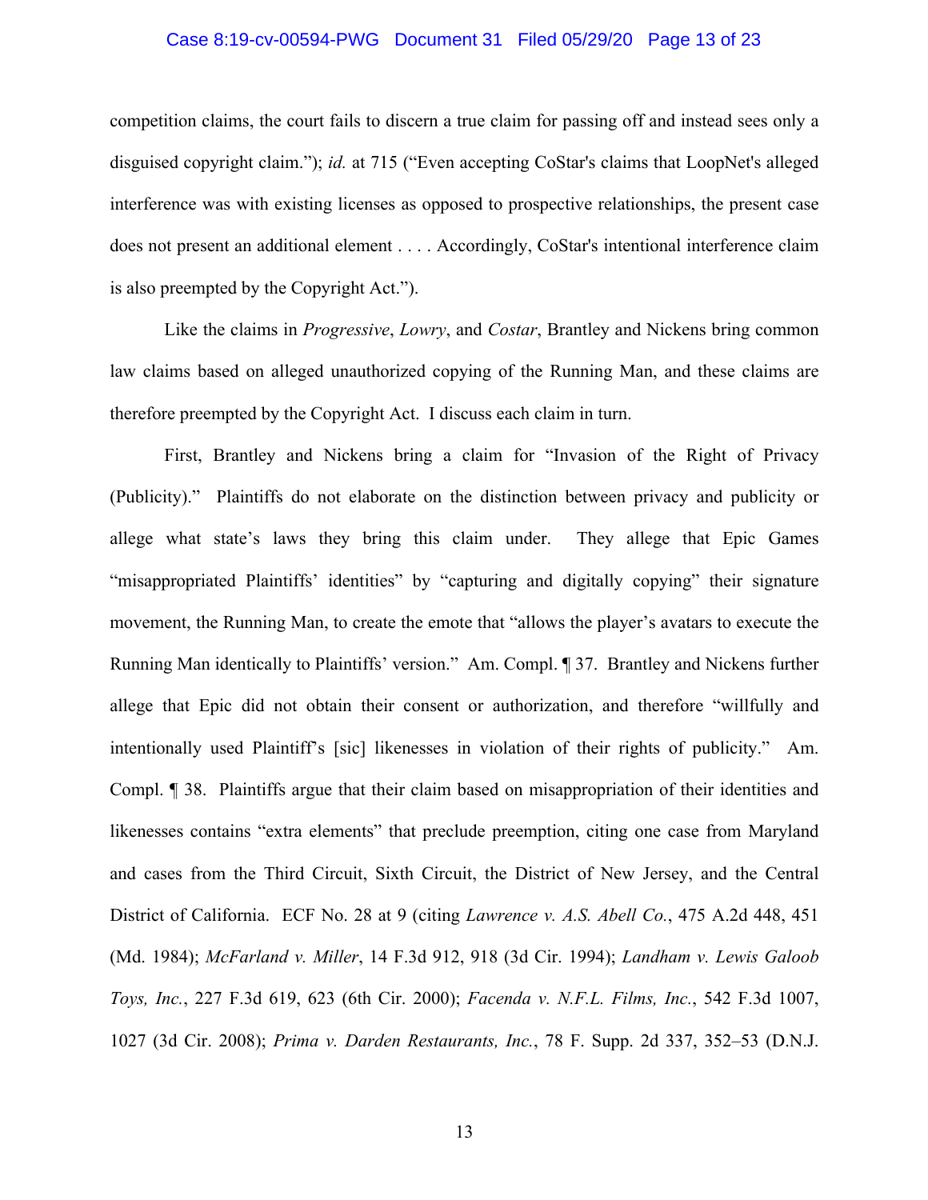competition claims, the court fails to discern a true claim for passing off and instead sees only a disguised copyright claim."); *id.* at 715 ("Even accepting CoStar's claims that LoopNet's alleged interference was with existing licenses as opposed to prospective relationships, the present case does not present an additional element . . . . Accordingly, CoStar's intentional interference claim is also preempted by the Copyright Act.").

Like the claims in *Progressive*, *Lowry*, and *Costar*, Brantley and Nickens bring common law claims based on alleged unauthorized copying of the Running Man, and these claims are therefore preempted by the Copyright Act. I discuss each claim in turn.

First, Brantley and Nickens bring a claim for "Invasion of the Right of Privacy (Publicity)." Plaintiffs do not elaborate on the distinction between privacy and publicity or allege what state's laws they bring this claim under. They allege that Epic Games "misappropriated Plaintiffs' identities" by "capturing and digitally copying" their signature movement, the Running Man, to create the emote that "allows the player's avatars to execute the Running Man identically to Plaintiffs' version." Am. Compl. ¶ 37. Brantley and Nickens further allege that Epic did not obtain their consent or authorization, and therefore "willfully and intentionally used Plaintiff's [sic] likenesses in violation of their rights of publicity." Am. Compl. ¶ 38. Plaintiffs argue that their claim based on misappropriation of their identities and likenesses contains "extra elements" that preclude preemption, citing one case from Maryland and cases from the Third Circuit, Sixth Circuit, the District of New Jersey, and the Central District of California. ECF No. 28 at 9 (citing *Lawrence v. A.S. Abell Co.*, 475 A.2d 448, 451 (Md. 1984); *McFarland v. Miller*, 14 F.3d 912, 918 (3d Cir. 1994); *Landham v. Lewis Galoob Toys, Inc.*, 227 F.3d 619, 623 (6th Cir. 2000); *Facenda v. N.F.L. Films, Inc.*, 542 F.3d 1007, 1027 (3d Cir. 2008); *Prima v. Darden Restaurants, Inc.*, 78 F. Supp. 2d 337, 352–53 (D.N.J.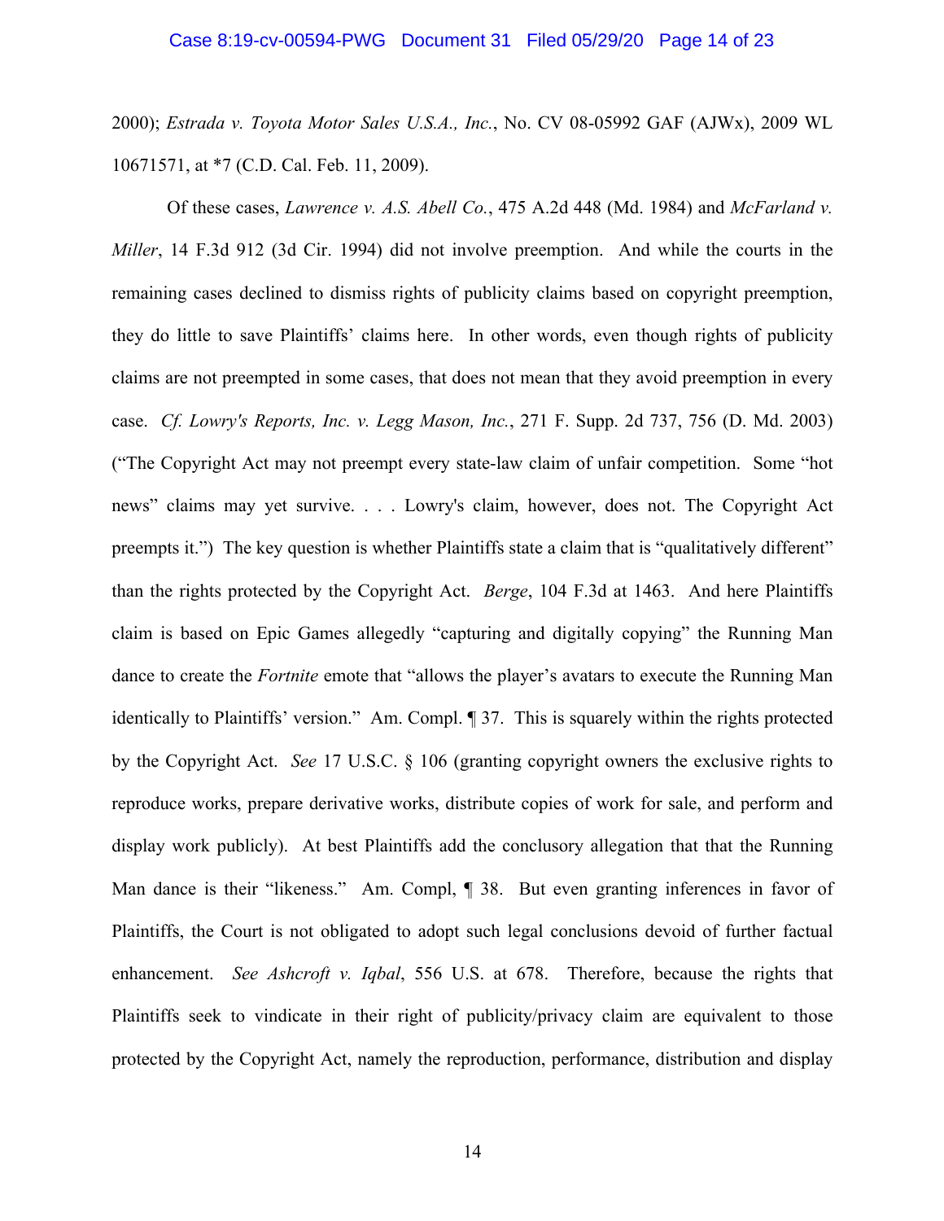2000); *Estrada v. Toyota Motor Sales U.S.A., Inc.*, No. CV 08-05992 GAF (AJWx), 2009 WL 10671571, at *7 (C.D. Cal. Feb. 11, 2009).

Of these cases, *Lawrence v. A.S. Abell Co.*, 475 A.2d 448 (Md. 1984) and *McFarland v. Miller*, 14 F.3d 912 (3d Cir. 1994) did not involve preemption. And while the courts in the remaining cases declined to dismiss rights of publicity claims based on copyright preemption, they do little to save Plaintiffs' claims here. In other words, even though rights of publicity claims are not preempted in some cases, that does not mean that they avoid preemption in every case. *Cf. Lowry's Reports, Inc. v. Legg Mason, Inc.*, 271 F. Supp. 2d 737, 756 (D. Md. 2003) ("The Copyright Act may not preempt every state-law claim of unfair competition. Some "hot news" claims may yet survive. . . . Lowry's claim, however, does not. The Copyright Act preempts it.") The key question is whether Plaintiffs state a claim that is "qualitatively different" than the rights protected by the Copyright Act. *Berge*, 104 F.3d at 1463. And here Plaintiffs claim is based on Epic Games allegedly "capturing and digitally copying" the Running Man dance to create the *Fortnite* emote that "allows the player's avatars to execute the Running Man identically to Plaintiffs' version." Am. Compl. ¶ 37. This is squarely within the rights protected by the Copyright Act. *See* 17 U.S.C. § 106 (granting copyright owners the exclusive rights to reproduce works, prepare derivative works, distribute copies of work for sale, and perform and display work publicly). At best Plaintiffs add the conclusory allegation that that the Running Man dance is their "likeness." Am. Compl, ¶ 38. But even granting inferences in favor of Plaintiffs, the Court is not obligated to adopt such legal conclusions devoid of further factual enhancement. *See Ashcroft v. Iqbal*, 556 U.S. at 678. Therefore, because the rights that Plaintiffs seek to vindicate in their right of publicity/privacy claim are equivalent to those protected by the Copyright Act, namely the reproduction, performance, distribution and display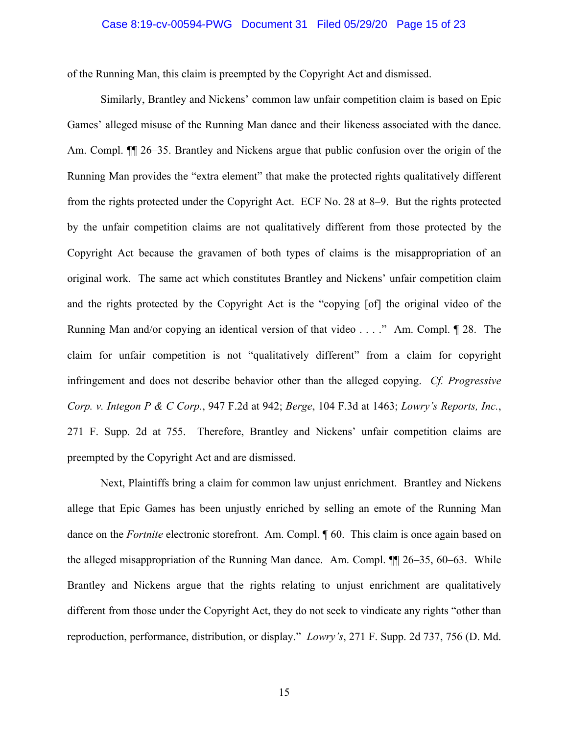of the Running Man, this claim is preempted by the Copyright Act and dismissed.

Similarly, Brantley and Nickens' common law unfair competition claim is based on Epic Games' alleged misuse of the Running Man dance and their likeness associated with the dance. Am. Compl. ¶¶ 26–35. Brantley and Nickens argue that public confusion over the origin of the Running Man provides the "extra element" that make the protected rights qualitatively different from the rights protected under the Copyright Act. ECF No. 28 at 8–9. But the rights protected by the unfair competition claims are not qualitatively different from those protected by the Copyright Act because the gravamen of both types of claims is the misappropriation of an original work. The same act which constitutes Brantley and Nickens' unfair competition claim and the rights protected by the Copyright Act is the "copying [of] the original video of the Running Man and/or copying an identical version of that video . . . ." Am. Compl. ¶ 28. The claim for unfair competition is not "qualitatively different" from a claim for copyright infringement and does not describe behavior other than the alleged copying. *Cf. Progressive Corp. v. Integon P & C Corp.*, 947 F.2d at 942; *Berge*, 104 F.3d at 1463; *Lowry's Reports, Inc.*, 271 F. Supp. 2d at 755. Therefore, Brantley and Nickens' unfair competition claims are preempted by the Copyright Act and are dismissed.

Next, Plaintiffs bring a claim for common law unjust enrichment. Brantley and Nickens allege that Epic Games has been unjustly enriched by selling an emote of the Running Man dance on the *Fortnite* electronic storefront. Am. Compl. ¶ 60. This claim is once again based on the alleged misappropriation of the Running Man dance. Am. Compl. ¶¶ 26–35, 60–63. While Brantley and Nickens argue that the rights relating to unjust enrichment are qualitatively different from those under the Copyright Act, they do not seek to vindicate any rights "other than reproduction, performance, distribution, or display." *Lowry's*, 271 F. Supp. 2d 737, 756 (D. Md.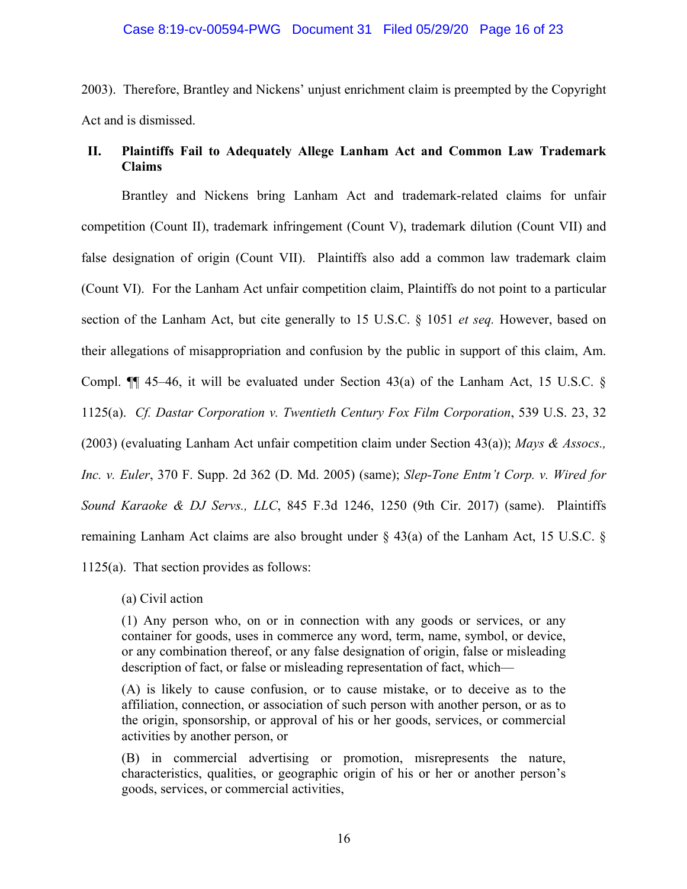2003). Therefore, Brantley and Nickens' unjust enrichment claim is preempted by the Copyright Act and is dismissed.

## II. Plaintiffs Fail to Adequately Allege Lanham Act and Common Law Trademark Claims

Brantley and Nickens bring Lanham Act and trademark-related claims for unfair competition (Count II), trademark infringement (Count V), trademark dilution (Count VII) and false designation of origin (Count VII). Plaintiffs also add a common law trademark claim (Count VI). For the Lanham Act unfair competition claim, Plaintiffs do not point to a particular section of the Lanham Act, but cite generally to 15 U.S.C. § 1051 *et seq.* However, based on their allegations of misappropriation and confusion by the public in support of this claim, Am. Compl. ¶¶ 45–46, it will be evaluated under Section 43(a) of the Lanham Act, 15 U.S.C. § 1125(a). *Cf. Dastar Corporation v. Twentieth Century Fox Film Corporation*, 539 U.S. 23, 32 (2003) (evaluating Lanham Act unfair competition claim under Section 43(a)); *Mays & Assocs., Inc. v. Euler*, 370 F. Supp. 2d 362 (D. Md. 2005) (same); *Slep-Tone Entm't Corp. v. Wired for Sound Karaoke & DJ Servs., LLC*, 845 F.3d 1246, 1250 (9th Cir. 2017) (same). Plaintiffs remaining Lanham Act claims are also brought under § 43(a) of the Lanham Act, 15 U.S.C. § 1125(a). That section provides as follows:

> (a) Civil action
>
> (1) Any person who, on or in connection with any goods or services, or any container for goods, uses in commerce any word, term, name, symbol, or device, or any combination thereof, or any false designation of origin, false or misleading description of fact, or false or misleading representation of fact, which—
>
> (A) is likely to cause confusion, or to cause mistake, or to deceive as to the affiliation, connection, or association of such person with another person, or as to the origin, sponsorship, or approval of his or her goods, services, or commercial activities by another person, or
>
> (B) in commercial advertising or promotion, misrepresents the nature, characteristics, qualities, or geographic origin of his or her or another person's goods, services, or commercial activities,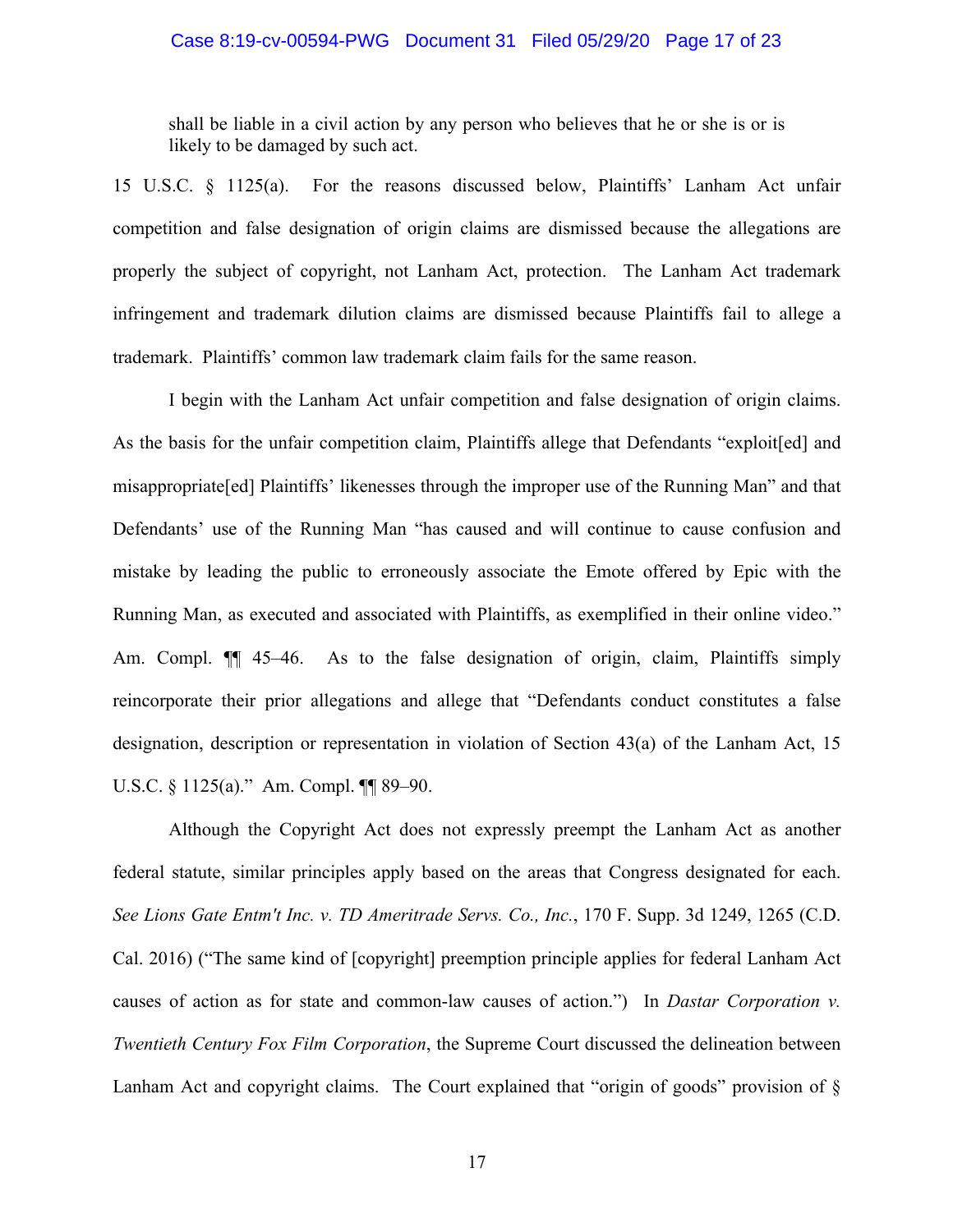shall be liable in a civil action by any person who believes that he or she is or is likely to be damaged by such act.

15 U.S.C. § 1125(a). For the reasons discussed below, Plaintiffs' Lanham Act unfair competition and false designation of origin claims are dismissed because the allegations are properly the subject of copyright, not Lanham Act, protection. The Lanham Act trademark infringement and trademark dilution claims are dismissed because Plaintiffs fail to allege a trademark. Plaintiffs' common law trademark claim fails for the same reason.

I begin with the Lanham Act unfair competition and false designation of origin claims. As the basis for the unfair competition claim, Plaintiffs allege that Defendants "exploit[ed] and misappropriate[ed] Plaintiffs' likenesses through the improper use of the Running Man" and that Defendants' use of the Running Man "has caused and will continue to cause confusion and mistake by leading the public to erroneously associate the Emote offered by Epic with the Running Man, as executed and associated with Plaintiffs, as exemplified in their online video." Am. Compl. ¶¶ 45–46. As to the false designation of origin, claim, Plaintiffs simply reincorporate their prior allegations and allege that "Defendants conduct constitutes a false designation, description or representation in violation of Section 43(a) of the Lanham Act, 15 U.S.C. § 1125(a)." Am. Compl. ¶¶ 89–90.

Although the Copyright Act does not expressly preempt the Lanham Act as another federal statute, similar principles apply based on the areas that Congress designated for each. *See Lions Gate Entm't Inc. v. TD Ameritrade Servs. Co., Inc.*, 170 F. Supp. 3d 1249, 1265 (C.D. Cal. 2016) ("The same kind of [copyright] preemption principle applies for federal Lanham Act causes of action as for state and common-law causes of action.") In *Dastar Corporation v. Twentieth Century Fox Film Corporation*, the Supreme Court discussed the delineation between Lanham Act and copyright claims. The Court explained that "origin of goods" provision of §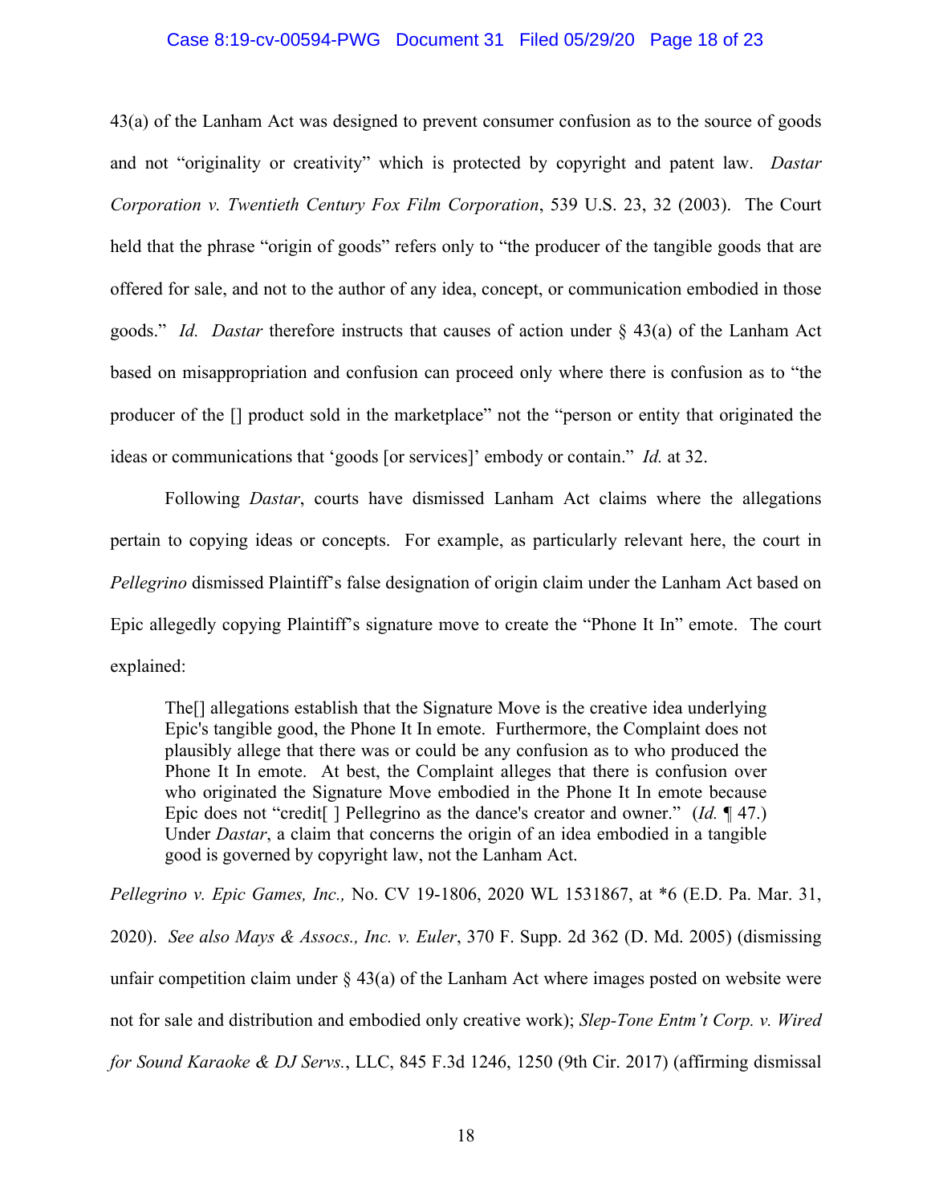43(a) of the Lanham Act was designed to prevent consumer confusion as to the source of goods and not "originality or creativity" which is protected by copyright and patent law. *Dastar Corporation v. Twentieth Century Fox Film Corporation*, 539 U.S. 23, 32 (2003). The Court held that the phrase "origin of goods" refers only to "the producer of the tangible goods that are offered for sale, and not to the author of any idea, concept, or communication embodied in those goods." *Id.* *Dastar* therefore instructs that causes of action under § 43(a) of the Lanham Act based on misappropriation and confusion can proceed only where there is confusion as to "the producer of the [] product sold in the marketplace" not the "person or entity that originated the ideas or communications that 'goods [or services]' embody or contain." *Id.* at 32.

Following *Dastar*, courts have dismissed Lanham Act claims where the allegations pertain to copying ideas or concepts. For example, as particularly relevant here, the court in *Pellegrino* dismissed Plaintiff's false designation of origin claim under the Lanham Act based on Epic allegedly copying Plaintiff's signature move to create the "Phone It In" emote. The court explained:

> The[] allegations establish that the Signature Move is the creative idea underlying Epic's tangible good, the Phone It In emote. Furthermore, the Complaint does not plausibly allege that there was or could be any confusion as to who produced the Phone It In emote. At best, the Complaint alleges that there is confusion over who originated the Signature Move embodied in the Phone It In emote because Epic does not "credit[ ] Pellegrino as the dance's creator and owner." (*Id.* ¶ 47.) Under *Dastar*, a claim that concerns the origin of an idea embodied in a tangible good is governed by copyright law, not the Lanham Act.

*Pellegrino v. Epic Games, Inc.,* No. CV 19-1806, 2020 WL 1531867, at \*6 (E.D. Pa. Mar. 31, 2020). *See also Mays & Assocs., Inc. v. Euler*, 370 F. Supp. 2d 362 (D. Md. 2005) (dismissing unfair competition claim under § 43(a) of the Lanham Act where images posted on website were not for sale and distribution and embodied only creative work); *Slep-Tone Entm't Corp. v. Wired for Sound Karaoke & DJ Servs.*, LLC, 845 F.3d 1246, 1250 (9th Cir. 2017) (affirming dismissal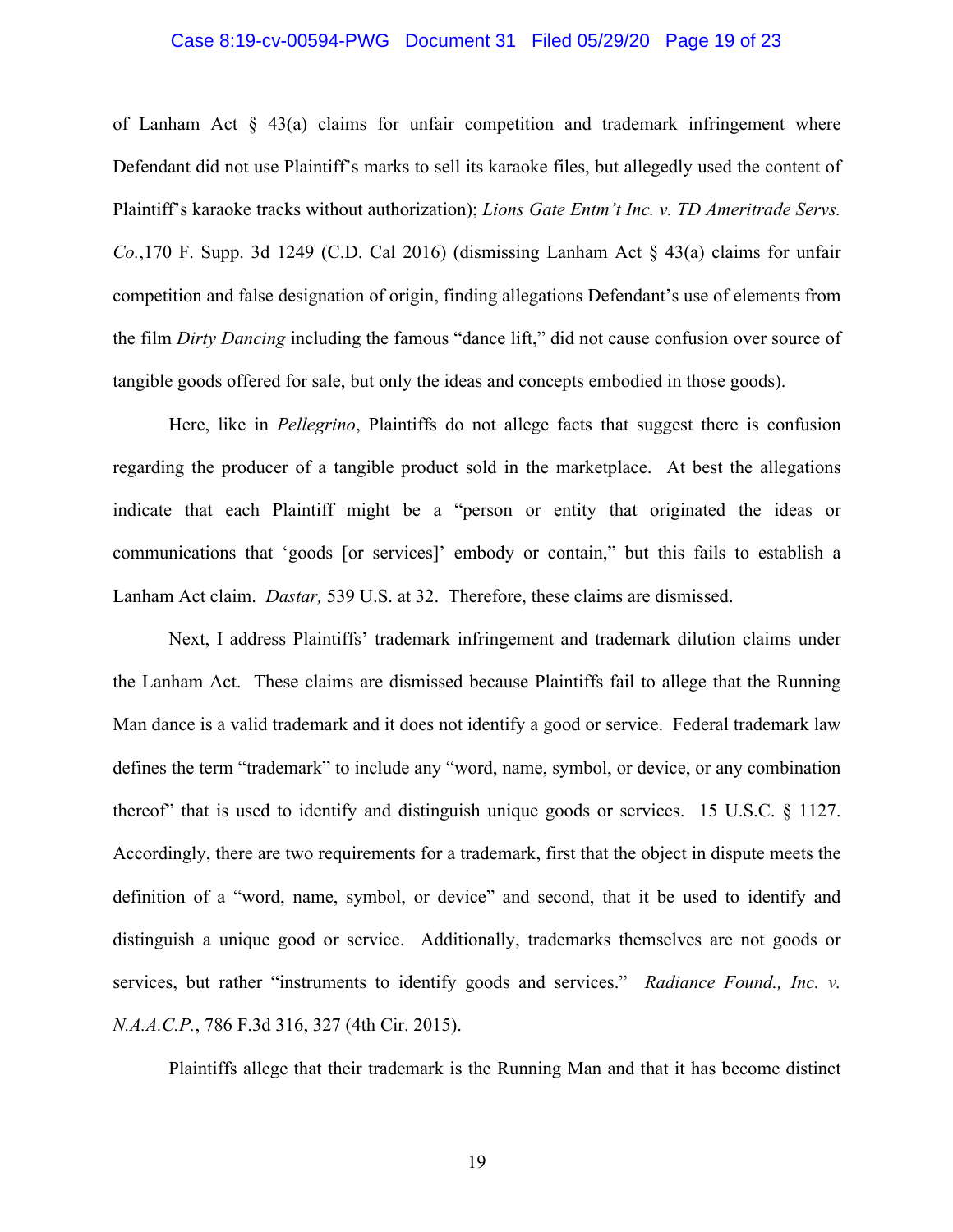of Lanham Act § 43(a) claims for unfair competition and trademark infringement where Defendant did not use Plaintiff's marks to sell its karaoke files, but allegedly used the content of Plaintiff's karaoke tracks without authorization); *Lions Gate Entm't Inc. v. TD Ameritrade Servs. Co.*,170 F. Supp. 3d 1249 (C.D. Cal 2016) (dismissing Lanham Act § 43(a) claims for unfair competition and false designation of origin, finding allegations Defendant's use of elements from the film *Dirty Dancing* including the famous "dance lift," did not cause confusion over source of tangible goods offered for sale, but only the ideas and concepts embodied in those goods).

Here, like in *Pellegrino*, Plaintiffs do not allege facts that suggest there is confusion regarding the producer of a tangible product sold in the marketplace. At best the allegations indicate that each Plaintiff might be a "person or entity that originated the ideas or communications that 'goods [or services]' embody or contain," but this fails to establish a Lanham Act claim. *Dastar,* 539 U.S. at 32. Therefore, these claims are dismissed.

Next, I address Plaintiffs' trademark infringement and trademark dilution claims under the Lanham Act. These claims are dismissed because Plaintiffs fail to allege that the Running Man dance is a valid trademark and it does not identify a good or service. Federal trademark law defines the term "trademark" to include any "word, name, symbol, or device, or any combination thereof" that is used to identify and distinguish unique goods or services. 15 U.S.C. § 1127. Accordingly, there are two requirements for a trademark, first that the object in dispute meets the definition of a "word, name, symbol, or device" and second, that it be used to identify and distinguish a unique good or service. Additionally, trademarks themselves are not goods or services, but rather "instruments to identify goods and services." *Radiance Found., Inc. v. N.A.A.C.P.*, 786 F.3d 316, 327 (4th Cir. 2015).

Plaintiffs allege that their trademark is the Running Man and that it has become distinct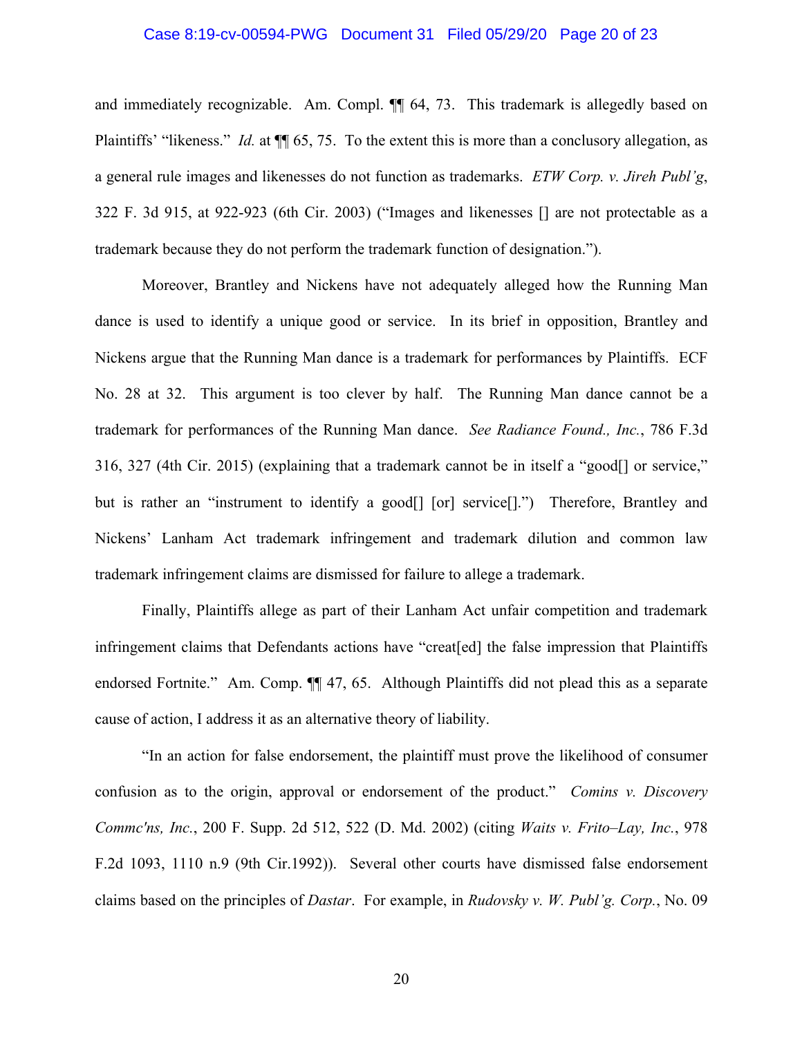and immediately recognizable. Am. Compl. ¶¶ 64, 73. This trademark is allegedly based on Plaintiffs' "likeness." *Id.* at ¶¶ 65, 75. To the extent this is more than a conclusory allegation, as a general rule images and likenesses do not function as trademarks. *ETW Corp. v. Jireh Publ'g*, 322 F. 3d 915, at 922-923 (6th Cir. 2003) ("Images and likenesses [] are not protectable as a trademark because they do not perform the trademark function of designation.").

Moreover, Brantley and Nickens have not adequately alleged how the Running Man dance is used to identify a unique good or service. In its brief in opposition, Brantley and Nickens argue that the Running Man dance is a trademark for performances by Plaintiffs. ECF No. 28 at 32. This argument is too clever by half. The Running Man dance cannot be a trademark for performances of the Running Man dance. *See Radiance Found., Inc.*, 786 F.3d 316, 327 (4th Cir. 2015) (explaining that a trademark cannot be in itself a "good[] or service," but is rather an "instrument to identify a good[] [or] service[].") Therefore, Brantley and Nickens' Lanham Act trademark infringement and trademark dilution and common law trademark infringement claims are dismissed for failure to allege a trademark.

Finally, Plaintiffs allege as part of their Lanham Act unfair competition and trademark infringement claims that Defendants actions have "creat[ed] the false impression that Plaintiffs endorsed Fortnite." Am. Comp. ¶¶ 47, 65. Although Plaintiffs did not plead this as a separate cause of action, I address it as an alternative theory of liability.

"In an action for false endorsement, the plaintiff must prove the likelihood of consumer confusion as to the origin, approval or endorsement of the product." *Comins v. Discovery Commc'ns, Inc.*, 200 F. Supp. 2d 512, 522 (D. Md. 2002) (citing *Waits v. Frito–Lay, Inc.*, 978 F.2d 1093, 1110 n.9 (9th Cir.1992)). Several other courts have dismissed false endorsement claims based on the principles of *Dastar*. For example, in *Rudovsky v. W. Publ'g. Corp.*, No. 09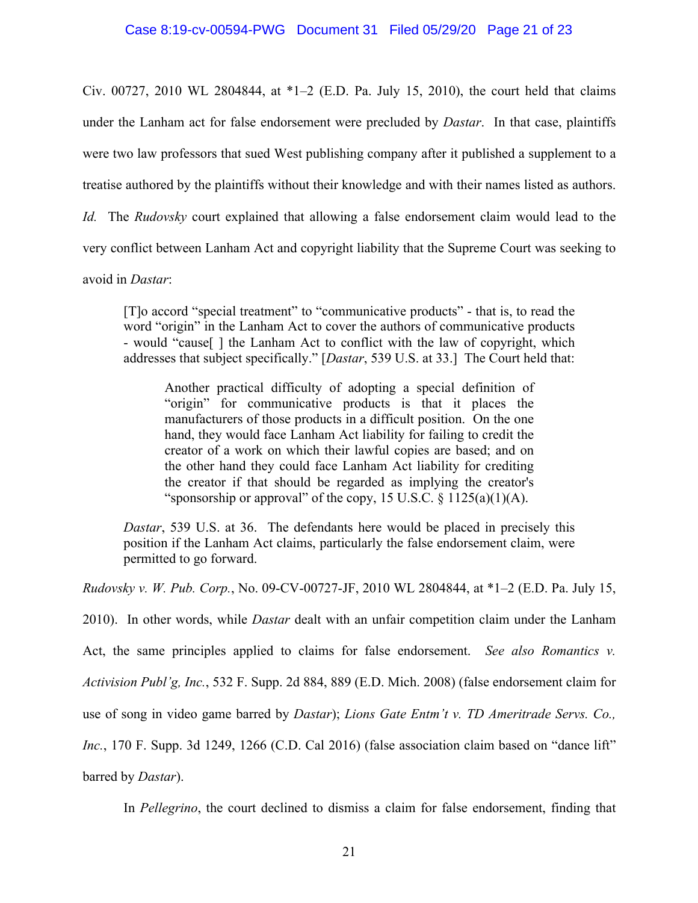Civ. 00727, 2010 WL 2804844, at *1–2 (E.D. Pa. July 15, 2010), the court held that claims under the Lanham act for false endorsement were precluded by *Dastar*. In that case, plaintiffs were two law professors that sued West publishing company after it published a supplement to a treatise authored by the plaintiffs without their knowledge and with their names listed as authors. *Id.* The *Rudovsky* court explained that allowing a false endorsement claim would lead to the very conflict between Lanham Act and copyright liability that the Supreme Court was seeking to avoid in *Dastar*:

> [T]o accord "special treatment" to "communicative products" - that is, to read the word "origin" in the Lanham Act to cover the authors of communicative products - would "cause[ ] the Lanham Act to conflict with the law of copyright, which addresses that subject specifically." [*Dastar*, 539 U.S. at 33.] The Court held that:
>
> > Another practical difficulty of adopting a special definition of "origin" for communicative products is that it places the manufacturers of those products in a difficult position. On the one hand, they would face Lanham Act liability for failing to credit the creator of a work on which their lawful copies are based; and on the other hand they could face Lanham Act liability for crediting the creator if that should be regarded as implying the creator's "sponsorship or approval" of the copy, 15 U.S.C. § 1125(a)(1)(A).
>
> *Dastar*, 539 U.S. at 36. The defendants here would be placed in precisely this position if the Lanham Act claims, particularly the false endorsement claim, were permitted to go forward.

*Rudovsky v. W. Pub. Corp.*, No. 09-CV-00727-JF, 2010 WL 2804844, at *1–2 (E.D. Pa. July 15, 2010). In other words, while *Dastar* dealt with an unfair competition claim under the Lanham Act, the same principles applied to claims for false endorsement. *See also Romantics v. Activision Publ'g, Inc.*, 532 F. Supp. 2d 884, 889 (E.D. Mich. 2008) (false endorsement claim for use of song in video game barred by *Dastar*); *Lions Gate Entm't v. TD Ameritrade Servs. Co., Inc.*, 170 F. Supp. 3d 1249, 1266 (C.D. Cal 2016) (false association claim based on "dance lift" barred by *Dastar*).

In *Pellegrino*, the court declined to dismiss a claim for false endorsement, finding that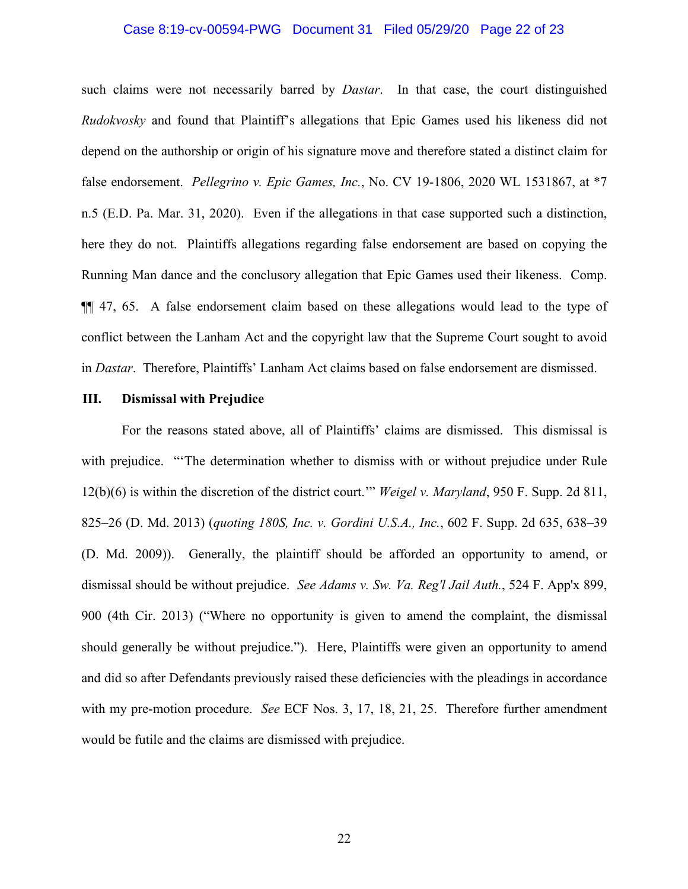such claims were not necessarily barred by *Dastar*. In that case, the court distinguished *Rudokvosky* and found that Plaintiff's allegations that Epic Games used his likeness did not depend on the authorship or origin of his signature move and therefore stated a distinct claim for false endorsement. *Pellegrino v. Epic Games, Inc.*, No. CV 19-1806, 2020 WL 1531867, at *7 n.5 (E.D. Pa. Mar. 31, 2020). Even if the allegations in that case supported such a distinction, here they do not. Plaintiffs allegations regarding false endorsement are based on copying the Running Man dance and the conclusory allegation that Epic Games used their likeness. Comp. ¶¶ 47, 65. A false endorsement claim based on these allegations would lead to the type of conflict between the Lanham Act and the copyright law that the Supreme Court sought to avoid in *Dastar*. Therefore, Plaintiffs' Lanham Act claims based on false endorsement are dismissed.

## III. Dismissal with Prejudice

For the reasons stated above, all of Plaintiffs' claims are dismissed. This dismissal is with prejudice. "'The determination whether to dismiss with or without prejudice under Rule 12(b)(6) is within the discretion of the district court.'" *Weigel v. Maryland*, 950 F. Supp. 2d 811, 825–26 (D. Md. 2013) (*quoting 180S, Inc. v. Gordini U.S.A., Inc.*, 602 F. Supp. 2d 635, 638–39 (D. Md. 2009)). Generally, the plaintiff should be afforded an opportunity to amend, or dismissal should be without prejudice. *See Adams v. Sw. Va. Reg'l Jail Auth.*, 524 F. App'x 899, 900 (4th Cir. 2013) ("Where no opportunity is given to amend the complaint, the dismissal should generally be without prejudice."). Here, Plaintiffs were given an opportunity to amend and did so after Defendants previously raised these deficiencies with the pleadings in accordance with my pre-motion procedure. *See* ECF Nos. 3, 17, 18, 21, 25. Therefore further amendment would be futile and the claims are dismissed with prejudice.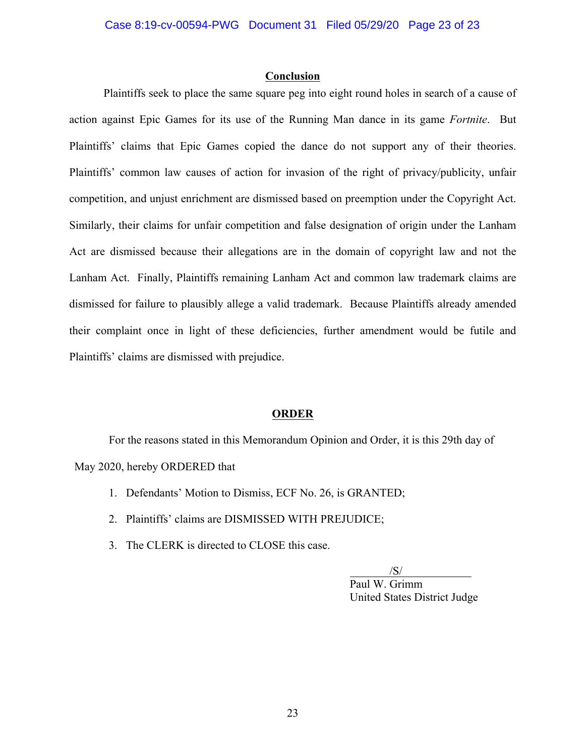## Conclusion

Plaintiffs seek to place the same square peg into eight round holes in search of a cause of action against Epic Games for its use of the Running Man dance in its game *Fortnite*. But Plaintiffs' claims that Epic Games copied the dance do not support any of their theories. Plaintiffs' common law causes of action for invasion of the right of privacy/publicity, unfair competition, and unjust enrichment are dismissed based on preemption under the Copyright Act. Similarly, their claims for unfair competition and false designation of origin under the Lanham Act are dismissed because their allegations are in the domain of copyright law and not the Lanham Act. Finally, Plaintiffs remaining Lanham Act and common law trademark claims are dismissed for failure to plausibly allege a valid trademark. Because Plaintiffs already amended their complaint once in light of these deficiencies, further amendment would be futile and Plaintiffs' claims are dismissed with prejudice.

## ORDER

For the reasons stated in this Memorandum Opinion and Order, it is this 29th day of May 2020, hereby ORDERED that

1. Defendants' Motion to Dismiss, ECF No. 26, is GRANTED;
2. Plaintiffs' claims are DISMISSED WITH PREJUDICE;
3. The CLERK is directed to CLOSE this case.

/S/
Paul W. Grimm
United States District Judge